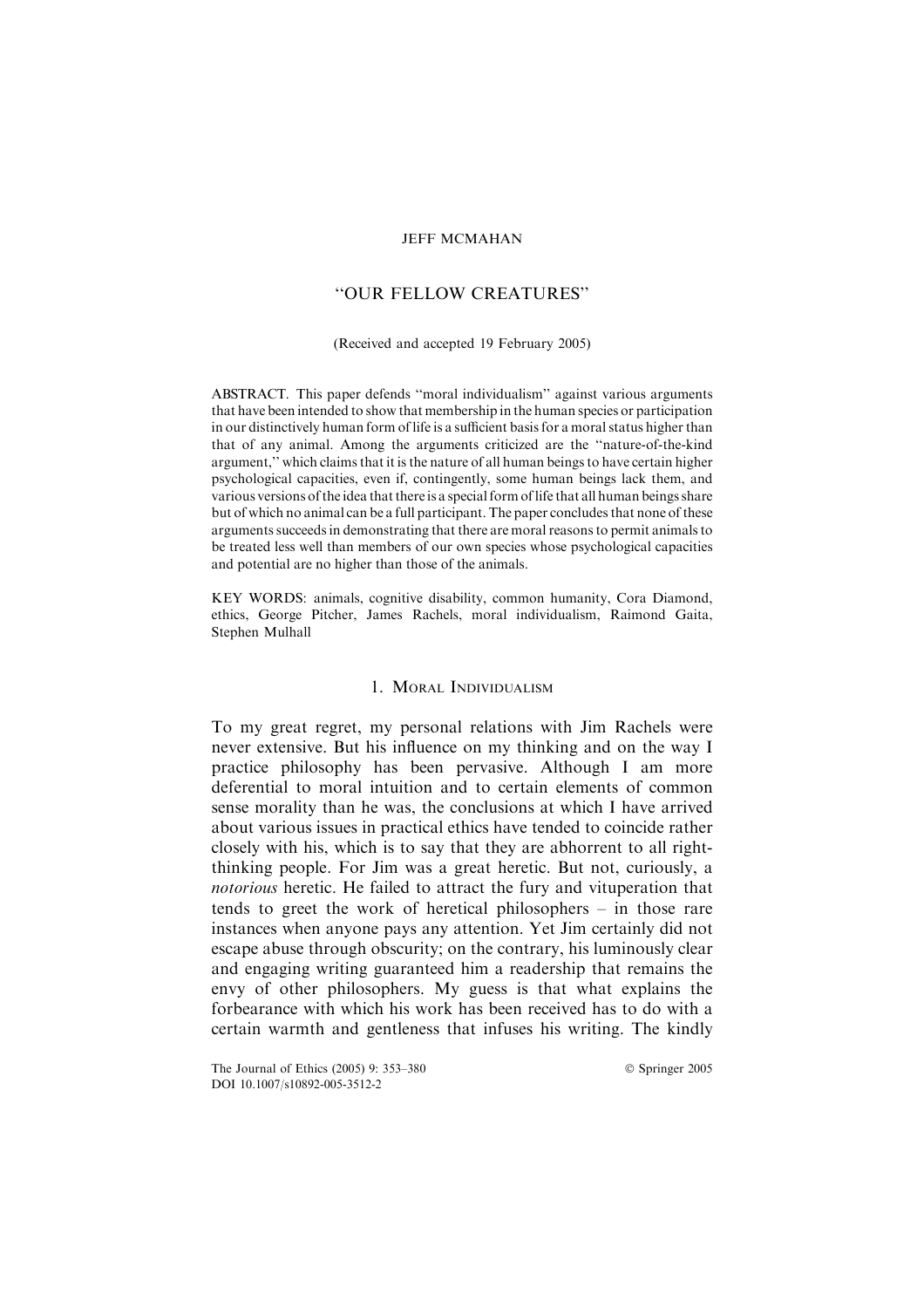JEFF MCMAHAN

# "OUR FELLOW CREATURES"

(Received and accepted 19 February 2005)

ABSTRACT. This paper defends "moral individualism" against various arguments that have been intended to show that membership in the human species or participation in our distinctively human form of life is a sufficient basis for a moral status higher than that of any animal. Among the arguments criticized are the "nature-of-the-kind argument," which claims that it is the nature of all human beings to have certain higher psychological capacities, even if, contingently, some human beings lack them, and various versions of the idea that there is a special form of life that all human beings share but of which no animal can be a full participant. The paper concludes that none of these arguments succeeds in demonstrating that there are moral reasons to permit animals to be treated less well than members of our own species whose psychological capacities and potential are no higher than those of the animals.

KEY WORDS: animals, cognitive disability, common humanity, Cora Diamond, ethics, George Pitcher, James Rachels, moral individualism, Raimond Gaita, Stephen Mulhall

## 1. Moral Individualism

To my great regret, my personal relations with Jim Rachels were never extensive. But his influence on my thinking and on the way I practice philosophy has been pervasive. Although I am more deferential to moral intuition and to certain elements of common sense morality than he was, the conclusions at which I have arrived about various issues in practical ethics have tended to coincide rather closely with his, which is to say that they are abhorrent to all right-thinking people. For Jim was a great heretic. But not, curiously, a *notorious* heretic. He failed to attract the fury and vituperation that tends to greet the work of heretical philosophers – in those rare instances when anyone pays any attention. Yet Jim certainly did not escape abuse through obscurity; on the contrary, his luminously clear and engaging writing guaranteed him a readership that remains the envy of other philosophers. My guess is that what explains the forbearance with which his work has been received has to do with a certain warmth and gentleness that infuses his writing. The kindly

The Journal of Ethics (2005) 9: 353–380 © Springer 2005
DOI 10.1007/s10892-005-3512-2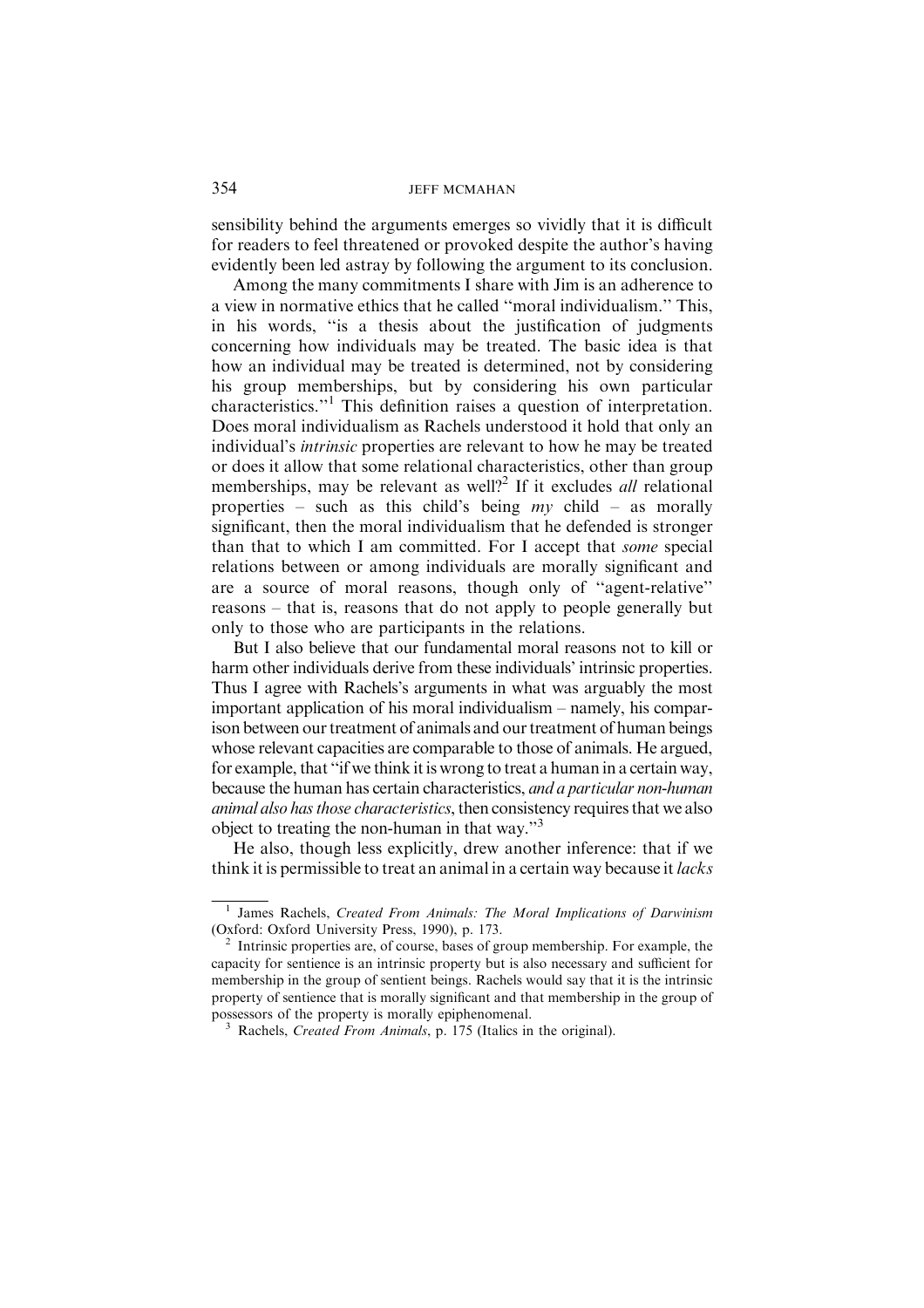sensibility behind the arguments emerges so vividly that it is difficult for readers to feel threatened or provoked despite the author's having evidently been led astray by following the argument to its conclusion.

Among the many commitments I share with Jim is an adherence to a view in normative ethics that he called ''moral individualism.'' This, in his words, ''is a thesis about the justification of judgments concerning how individuals may be treated. The basic idea is that how an individual may be treated is determined, not by considering his group memberships, but by considering his own particular characteristics.''[1] This definition raises a question of interpretation. Does moral individualism as Rachels understood it hold that only an individual's *intrinsic* properties are relevant to how he may be treated or does it allow that some relational characteristics, other than group memberships, may be relevant as well?[2] If it excludes *all* relational properties – such as this child's being *my* child – as morally significant, then the moral individualism that he defended is stronger than that to which I am committed. For I accept that *some* special relations between or among individuals are morally significant and are a source of moral reasons, though only of ''agent-relative'' reasons – that is, reasons that do not apply to people generally but only to those who are participants in the relations.

But I also believe that our fundamental moral reasons not to kill or harm other individuals derive from these individuals' intrinsic properties. Thus I agree with Rachels's arguments in what was arguably the most important application of his moral individualism – namely, his comparison between our treatment of animals and our treatment of human beings whose relevant capacities are comparable to those of animals. He argued, for example, that ''if we think it is wrong to treat a human in a certain way, because the human has certain characteristics, *and a particular non-human animal also has those characteristics*, then consistency requires that we also object to treating the non-human in that way.''[3]

He also, though less explicitly, drew another inference: that if we think it is permissible to treat an animal in a certain way because it *lacks*

---

[1] James Rachels, *Created From Animals: The Moral Implications of Darwinism* (Oxford: Oxford University Press, 1990), p. 173.

[2] Intrinsic properties are, of course, bases of group membership. For example, the capacity for sentience is an intrinsic property but is also necessary and sufficient for membership in the group of sentient beings. Rachels would say that it is the intrinsic property of sentience that is morally significant and that membership in the group of possessors of the property is morally epiphenomenal.

[3] Rachels, *Created From Animals*, p. 175 (Italics in the original).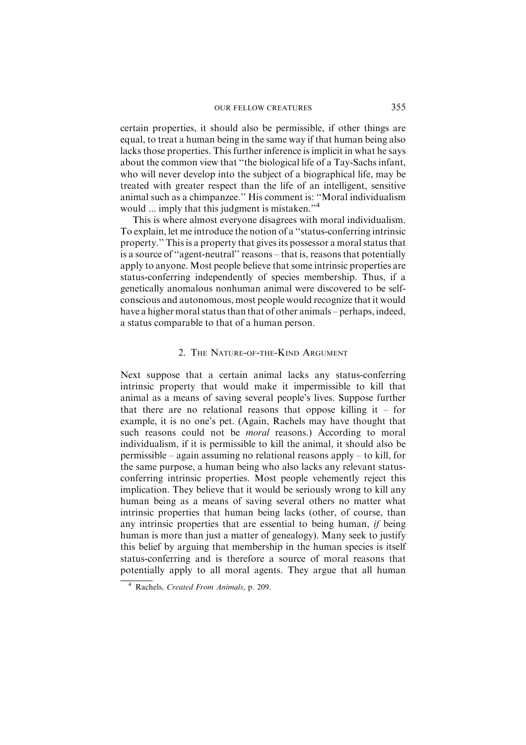certain properties, it should also be permissible, if other things are equal, to treat a human being in the same way if that human being also lacks those properties. This further inference is implicit in what he says about the common view that "the biological life of a Tay-Sachs infant, who will never develop into the subject of a biographical life, may be treated with greater respect than the life of an intelligent, sensitive animal such as a chimpanzee." His comment is: "Moral individualism would ... imply that this judgment is mistaken."[4]

This is where almost everyone disagrees with moral individualism. To explain, let me introduce the notion of a "status-conferring intrinsic property." This is a property that gives its possessor a moral status that is a source of "agent-neutral" reasons – that is, reasons that potentially apply to anyone. Most people believe that some intrinsic properties are status-conferring independently of species membership. Thus, if a genetically anomalous nonhuman animal were discovered to be self-conscious and autonomous, most people would recognize that it would have a higher moral status than that of other animals – perhaps, indeed, a status comparable to that of a human person.

## 2. The Nature-of-the-Kind Argument

Next suppose that a certain animal lacks any status-conferring intrinsic property that would make it impermissible to kill that animal as a means of saving several people's lives. Suppose further that there are no relational reasons that oppose killing it – for example, it is no one's pet. (Again, Rachels may have thought that such reasons could not be *moral* reasons.) According to moral individualism, if it is permissible to kill the animal, it should also be permissible – again assuming no relational reasons apply – to kill, for the same purpose, a human being who also lacks any relevant status-conferring intrinsic properties. Most people vehemently reject this implication. They believe that it would be seriously wrong to kill any human being as a means of saving several others no matter what intrinsic properties that human being lacks (other, of course, than any intrinsic properties that are essential to being human, *if* being human is more than just a matter of genealogy). Many seek to justify this belief by arguing that membership in the human species is itself status-conferring and is therefore a source of moral reasons that potentially apply to all moral agents. They argue that all human

[4] Rachels, *Created From Animals*, p. 209.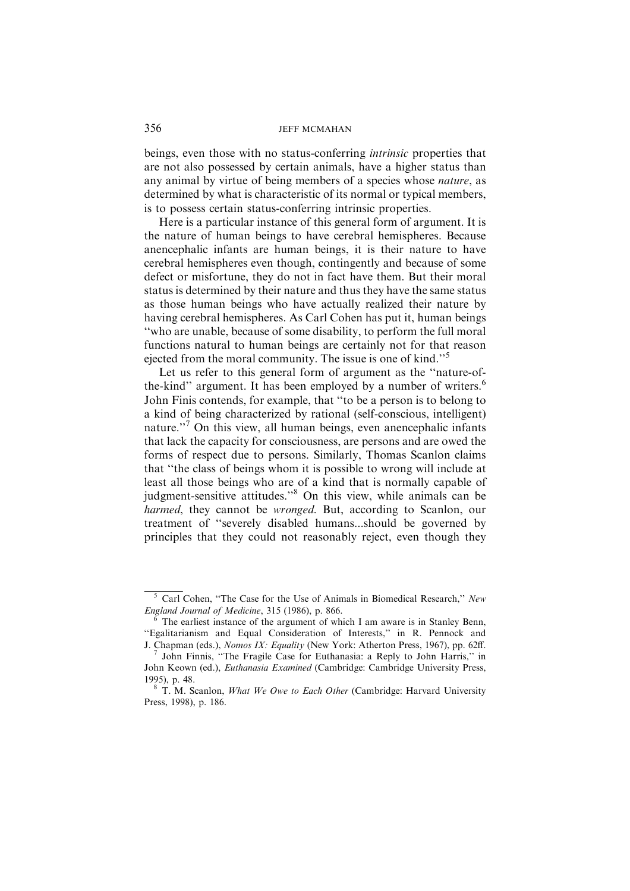beings, even those with no status-conferring *intrinsic* properties that are not also possessed by certain animals, have a higher status than any animal by virtue of being members of a species whose *nature*, as determined by what is characteristic of its normal or typical members, is to possess certain status-conferring intrinsic properties.

Here is a particular instance of this general form of argument. It is the nature of human beings to have cerebral hemispheres. Because anencephalic infants are human beings, it is their nature to have cerebral hemispheres even though, contingently and because of some defect or misfortune, they do not in fact have them. But their moral status is determined by their nature and thus they have the same status as those human beings who have actually realized their nature by having cerebral hemispheres. As Carl Cohen has put it, human beings "who are unable, because of some disability, to perform the full moral functions natural to human beings are certainly not for that reason ejected from the moral community. The issue is one of kind."[5]

Let us refer to this general form of argument as the "nature-of-the-kind" argument. It has been employed by a number of writers.[6] John Finis contends, for example, that "to be a person is to belong to a kind of being characterized by rational (self-conscious, intelligent) nature."[7] On this view, all human beings, even anencephalic infants that lack the capacity for consciousness, are persons and are owed the forms of respect due to persons. Similarly, Thomas Scanlon claims that "the class of beings whom it is possible to wrong will include at least all those beings who are of a kind that is normally capable of judgment-sensitive attitudes."[8] On this view, while animals can be *harmed*, they cannot be *wronged*. But, according to Scanlon, our treatment of "severely disabled humans...should be governed by principles that they could not reasonably reject, even though they

---

[5] Carl Cohen, "The Case for the Use of Animals in Biomedical Research," *New England Journal of Medicine*, 315 (1986), p. 866.

[6] The earliest instance of the argument of which I am aware is in Stanley Benn, "Egalitarianism and Equal Consideration of Interests," in R. Pennock and J. Chapman (eds.), *Nomos IX: Equality* (New York: Atherton Press, 1967), pp. 62ff.

[7] John Finnis, "The Fragile Case for Euthanasia: a Reply to John Harris," in John Keown (ed.), *Euthanasia Examined* (Cambridge: Cambridge University Press, 1995), p. 48.

[8] T. M. Scanlon, *What We Owe to Each Other* (Cambridge: Harvard University Press, 1998), p. 186.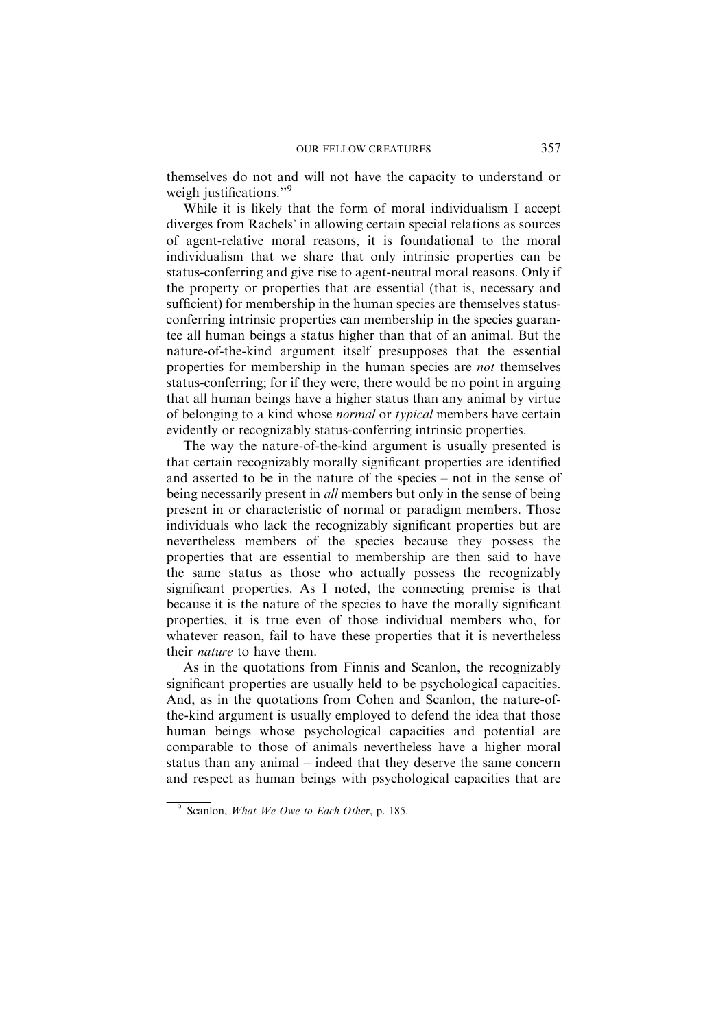themselves do not and will not have the capacity to understand or weigh justifications."[9]

While it is likely that the form of moral individualism I accept diverges from Rachels' in allowing certain special relations as sources of agent-relative moral reasons, it is foundational to the moral individualism that we share that only intrinsic properties can be status-conferring and give rise to agent-neutral moral reasons. Only if the property or properties that are essential (that is, necessary and sufficient) for membership in the human species are themselves status-conferring intrinsic properties can membership in the species guarantee all human beings a status higher than that of an animal. But the nature-of-the-kind argument itself presupposes that the essential properties for membership in the human species are *not* themselves status-conferring; for if they were, there would be no point in arguing that all human beings have a higher status than any animal by virtue of belonging to a kind whose *normal* or *typical* members have certain evidently or recognizably status-conferring intrinsic properties.

The way the nature-of-the-kind argument is usually presented is that certain recognizably morally significant properties are identified and asserted to be in the nature of the species – not in the sense of being necessarily present in *all* members but only in the sense of being present in or characteristic of normal or paradigm members. Those individuals who lack the recognizably significant properties but are nevertheless members of the species because they possess the properties that are essential to membership are then said to have the same status as those who actually possess the recognizably significant properties. As I noted, the connecting premise is that because it is the nature of the species to have the morally significant properties, it is true even of those individual members who, for whatever reason, fail to have these properties that it is nevertheless their *nature* to have them.

As in the quotations from Finnis and Scanlon, the recognizably significant properties are usually held to be psychological capacities. And, as in the quotations from Cohen and Scanlon, the nature-of-the-kind argument is usually employed to defend the idea that those human beings whose psychological capacities and potential are comparable to those of animals nevertheless have a higher moral status than any animal – indeed that they deserve the same concern and respect as human beings with psychological capacities that are

[9] Scanlon, *What We Owe to Each Other*, p. 185.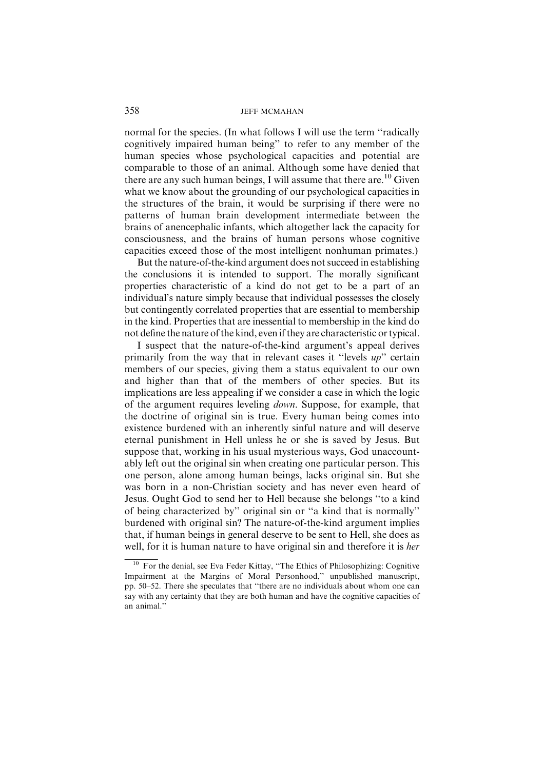normal for the species. (In what follows I will use the term ''radically cognitively impaired human being'' to refer to any member of the human species whose psychological capacities and potential are comparable to those of an animal. Although some have denied that there are any such human beings, I will assume that there are.[10] Given what we know about the grounding of our psychological capacities in the structures of the brain, it would be surprising if there were no patterns of human brain development intermediate between the brains of anencephalic infants, which altogether lack the capacity for consciousness, and the brains of human persons whose cognitive capacities exceed those of the most intelligent nonhuman primates.)

But the nature-of-the-kind argument does not succeed in establishing the conclusions it is intended to support. The morally significant properties characteristic of a kind do not get to be a part of an individual's nature simply because that individual possesses the closely but contingently correlated properties that are essential to membership in the kind. Properties that are inessential to membership in the kind do not define the nature of the kind, even if they are characteristic or typical.

I suspect that the nature-of-the-kind argument's appeal derives primarily from the way that in relevant cases it ''levels *up*'' certain members of our species, giving them a status equivalent to our own and higher than that of the members of other species. But its implications are less appealing if we consider a case in which the logic of the argument requires leveling *down*. Suppose, for example, that the doctrine of original sin is true. Every human being comes into existence burdened with an inherently sinful nature and will deserve eternal punishment in Hell unless he or she is saved by Jesus. But suppose that, working in his usual mysterious ways, God unaccountably left out the original sin when creating one particular person. This one person, alone among human beings, lacks original sin. But she was born in a non-Christian society and has never even heard of Jesus. Ought God to send her to Hell because she belongs ''to a kind of being characterized by'' original sin or ''a kind that is normally'' burdened with original sin? The nature-of-the-kind argument implies that, if human beings in general deserve to be sent to Hell, she does as well, for it is human nature to have original sin and therefore it is *her*

---

[10] For the denial, see Eva Feder Kittay, ''The Ethics of Philosophizing: Cognitive Impairment at the Margins of Moral Personhood,'' unpublished manuscript, pp. 50–52. There she speculates that ''there are no individuals about whom one can say with any certainty that they are both human and have the cognitive capacities of an animal.''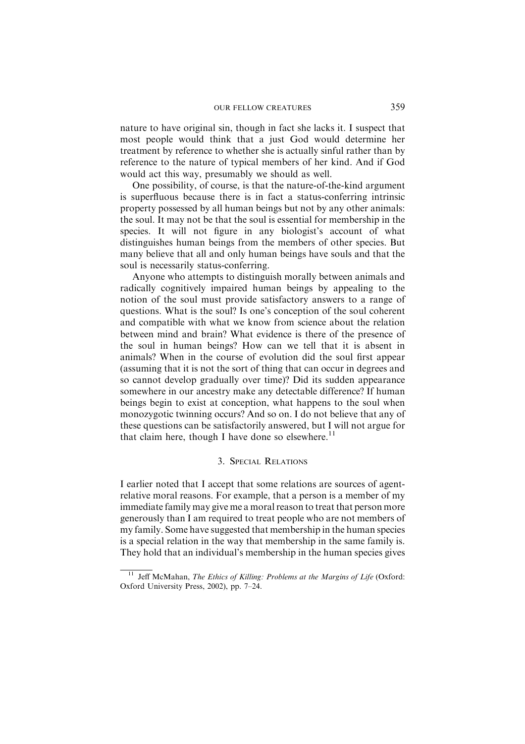nature to have original sin, though in fact she lacks it. I suspect that most people would think that a just God would determine her treatment by reference to whether she is actually sinful rather than by reference to the nature of typical members of her kind. And if God would act this way, presumably we should as well.

One possibility, of course, is that the nature-of-the-kind argument is superfluous because there is in fact a status-conferring intrinsic property possessed by all human beings but not by any other animals: the soul. It may not be that the soul is essential for membership in the species. It will not figure in any biologist's account of what distinguishes human beings from the members of other species. But many believe that all and only human beings have souls and that the soul is necessarily status-conferring.

Anyone who attempts to distinguish morally between animals and radically cognitively impaired human beings by appealing to the notion of the soul must provide satisfactory answers to a range of questions. What is the soul? Is one's conception of the soul coherent and compatible with what we know from science about the relation between mind and brain? What evidence is there of the presence of the soul in human beings? How can we tell that it is absent in animals? When in the course of evolution did the soul first appear (assuming that it is not the sort of thing that can occur in degrees and so cannot develop gradually over time)? Did its sudden appearance somewhere in our ancestry make any detectable difference? If human beings begin to exist at conception, what happens to the soul when monozygotic twinning occurs? And so on. I do not believe that any of these questions can be satisfactorily answered, but I will not argue for that claim here, though I have done so elsewhere.[11]

## 3. Special Relations

I earlier noted that I accept that some relations are sources of agent-relative moral reasons. For example, that a person is a member of my immediate family may give me a moral reason to treat that person more generously than I am required to treat people who are not members of my family. Some have suggested that membership in the human species is a special relation in the way that membership in the same family is. They hold that an individual's membership in the human species gives

[11] Jeff McMahan, *The Ethics of Killing: Problems at the Margins of Life* (Oxford: Oxford University Press, 2002), pp. 7–24.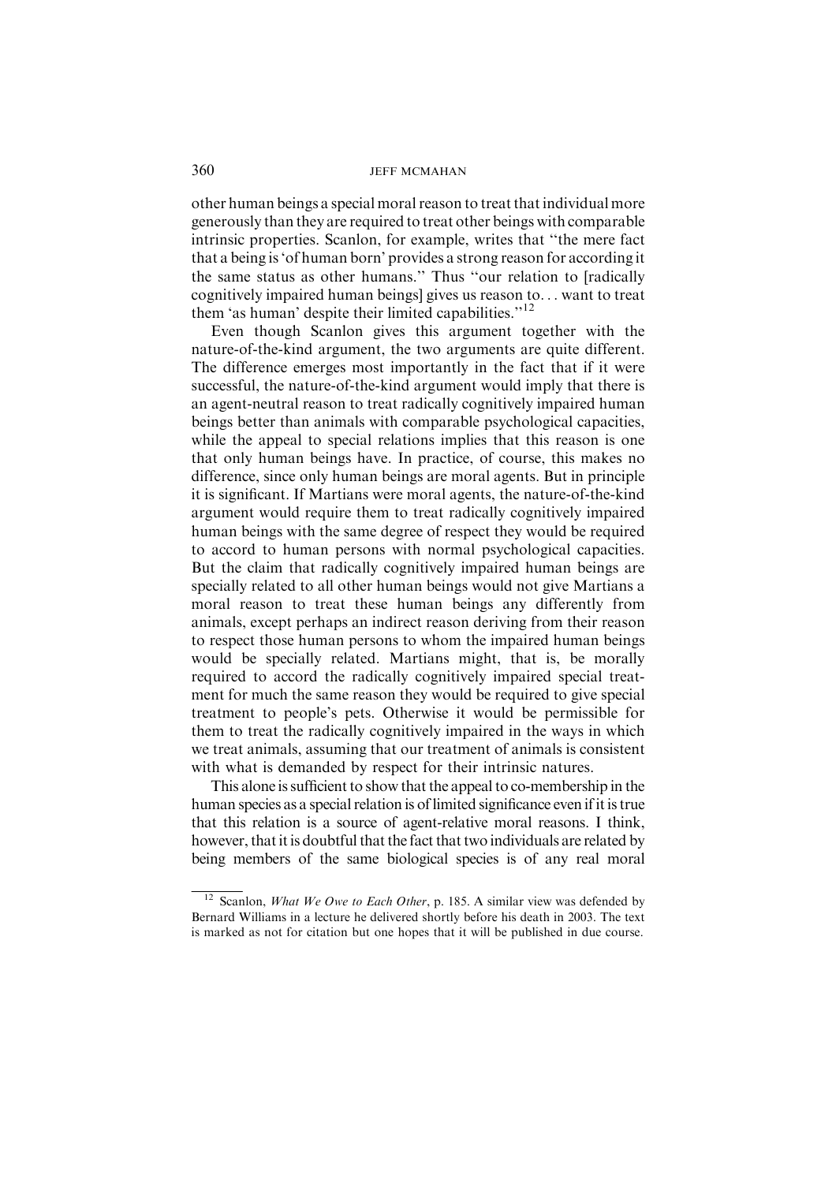other human beings a special moral reason to treat that individual more generously than they are required to treat other beings with comparable intrinsic properties. Scanlon, for example, writes that "the mere fact that a being is 'of human born' provides a strong reason for according it the same status as other humans." Thus "our relation to [radically cognitively impaired human beings] gives us reason to... want to treat them 'as human' despite their limited capabilities."[12]

Even though Scanlon gives this argument together with the nature-of-the-kind argument, the two arguments are quite different. The difference emerges most importantly in the fact that if it were successful, the nature-of-the-kind argument would imply that there is an agent-neutral reason to treat radically cognitively impaired human beings better than animals with comparable psychological capacities, while the appeal to special relations implies that this reason is one that only human beings have. In practice, of course, this makes no difference, since only human beings are moral agents. But in principle it is significant. If Martians were moral agents, the nature-of-the-kind argument would require them to treat radically cognitively impaired human beings with the same degree of respect they would be required to accord to human persons with normal psychological capacities. But the claim that radically cognitively impaired human beings are specially related to all other human beings would not give Martians a moral reason to treat these human beings any differently from animals, except perhaps an indirect reason deriving from their reason to respect those human persons to whom the impaired human beings would be specially related. Martians might, that is, be morally required to accord the radically cognitively impaired special treatment for much the same reason they would be required to give special treatment to people's pets. Otherwise it would be permissible for them to treat the radically cognitively impaired in the ways in which we treat animals, assuming that our treatment of animals is consistent with what is demanded by respect for their intrinsic natures.

This alone is sufficient to show that the appeal to co-membership in the human species as a special relation is of limited significance even if it is true that this relation is a source of agent-relative moral reasons. I think, however, that it is doubtful that the fact that two individuals are related by being members of the same biological species is of any real moral

[12] Scanlon, *What We Owe to Each Other*, p. 185. A similar view was defended by Bernard Williams in a lecture he delivered shortly before his death in 2003. The text is marked as not for citation but one hopes that it will be published in due course.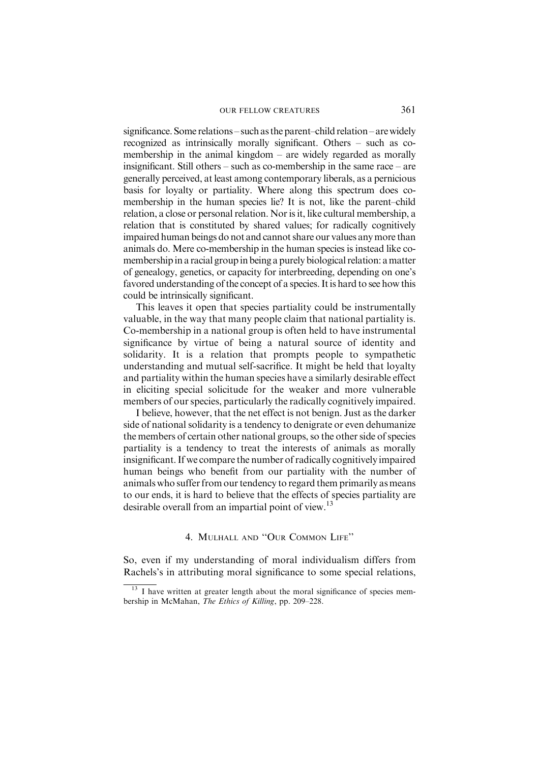significance. Some relations – such as the parent–child relation – are widely recognized as intrinsically morally significant. Others – such as co-membership in the animal kingdom – are widely regarded as morally insignificant. Still others – such as co-membership in the same race – are generally perceived, at least among contemporary liberals, as a pernicious basis for loyalty or partiality. Where along this spectrum does co-membership in the human species lie? It is not, like the parent–child relation, a close or personal relation. Nor is it, like cultural membership, a relation that is constituted by shared values; for radically cognitively impaired human beings do not and cannot share our values any more than animals do. Mere co-membership in the human species is instead like co-membership in a racial group in being a purely biological relation: a matter of genealogy, genetics, or capacity for interbreeding, depending on one's favored understanding of the concept of a species. It is hard to see how this could be intrinsically significant.

This leaves it open that species partiality could be instrumentally valuable, in the way that many people claim that national partiality is. Co-membership in a national group is often held to have instrumental significance by virtue of being a natural source of identity and solidarity. It is a relation that prompts people to sympathetic understanding and mutual self-sacrifice. It might be held that loyalty and partiality within the human species have a similarly desirable effect in eliciting special solicitude for the weaker and more vulnerable members of our species, particularly the radically cognitively impaired.

I believe, however, that the net effect is not benign. Just as the darker side of national solidarity is a tendency to denigrate or even dehumanize the members of certain other national groups, so the other side of species partiality is a tendency to treat the interests of animals as morally insignificant. If we compare the number of radically cognitively impaired human beings who benefit from our partiality with the number of animals who suffer from our tendency to regard them primarily as means to our ends, it is hard to believe that the effects of species partiality are desirable overall from an impartial point of view.[13]

## 4. Mulhall and "Our Common Life"

So, even if my understanding of moral individualism differs from Rachels's in attributing moral significance to some special relations,

[13] I have written at greater length about the moral significance of species membership in McMahan, *The Ethics of Killing*, pp. 209–228.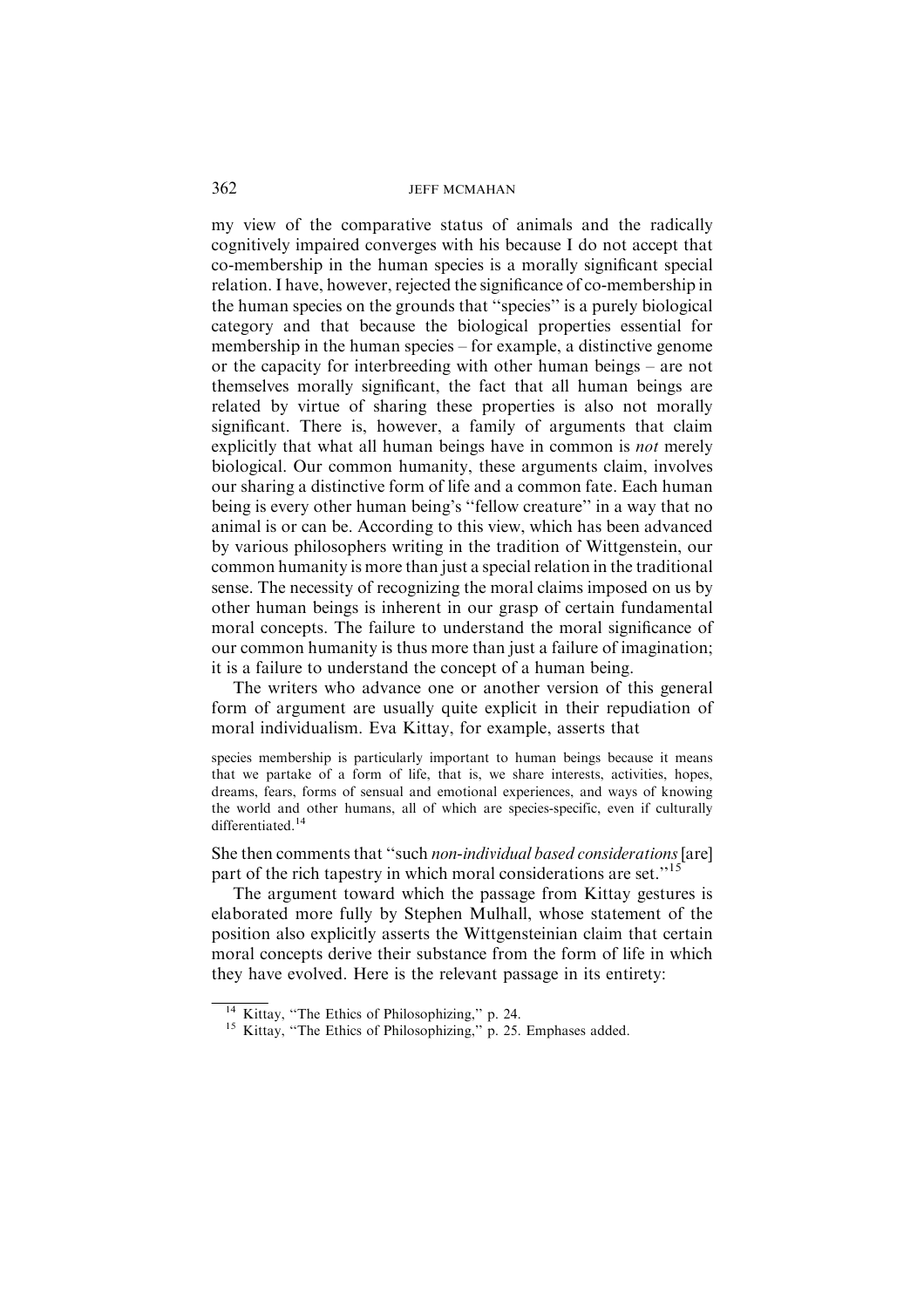my view of the comparative status of animals and the radically cognitively impaired converges with his because I do not accept that co-membership in the human species is a morally significant special relation. I have, however, rejected the significance of co-membership in the human species on the grounds that "species" is a purely biological category and that because the biological properties essential for membership in the human species – for example, a distinctive genome or the capacity for interbreeding with other human beings – are not themselves morally significant, the fact that all human beings are related by virtue of sharing these properties is also not morally significant. There is, however, a family of arguments that claim explicitly that what all human beings have in common is *not* merely biological. Our common humanity, these arguments claim, involves our sharing a distinctive form of life and a common fate. Each human being is every other human being's "fellow creature" in a way that no animal is or can be. According to this view, which has been advanced by various philosophers writing in the tradition of Wittgenstein, our common humanity is more than just a special relation in the traditional sense. The necessity of recognizing the moral claims imposed on us by other human beings is inherent in our grasp of certain fundamental moral concepts. The failure to understand the moral significance of our common humanity is thus more than just a failure of imagination; it is a failure to understand the concept of a human being.

The writers who advance one or another version of this general form of argument are usually quite explicit in their repudiation of moral individualism. Eva Kittay, for example, asserts that

> species membership is particularly important to human beings because it means that we partake of a form of life, that is, we share interests, activities, hopes, dreams, fears, forms of sensual and emotional experiences, and ways of knowing the world and other humans, all of which are species-specific, even if culturally differentiated.[14]

She then comments that "such *non-individual based considerations* [are] part of the rich tapestry in which moral considerations are set."[15]

The argument toward which the passage from Kittay gestures is elaborated more fully by Stephen Mulhall, whose statement of the position also explicitly asserts the Wittgensteinian claim that certain moral concepts derive their substance from the form of life in which they have evolved. Here is the relevant passage in its entirety:

[14] Kittay, "The Ethics of Philosophizing," p. 24.

[15] Kittay, "The Ethics of Philosophizing," p. 25. Emphases added.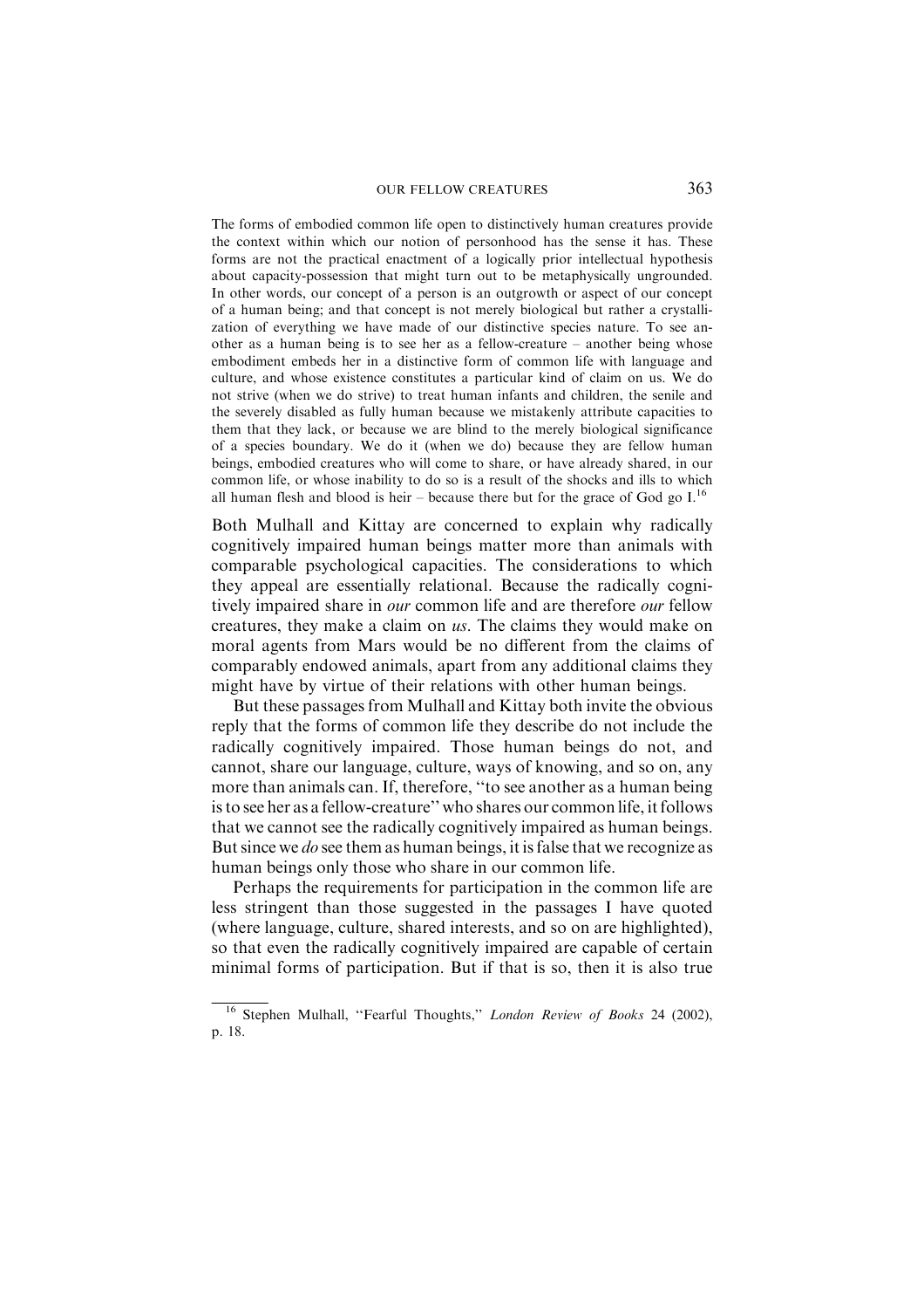The forms of embodied common life open to distinctively human creatures provide the context within which our notion of personhood has the sense it has. These forms are not the practical enactment of a logically prior intellectual hypothesis about capacity-possession that might turn out to be metaphysically ungrounded. In other words, our concept of a person is an outgrowth or aspect of our concept of a human being; and that concept is not merely biological but rather a crystallization of everything we have made of our distinctive species nature. To see another as a human being is to see her as a fellow-creature – another being whose embodiment embeds her in a distinctive form of common life with language and culture, and whose existence constitutes a particular kind of claim on us. We do not strive (when we do strive) to treat human infants and children, the senile and the severely disabled as fully human because we mistakenly attribute capacities to them that they lack, or because we are blind to the merely biological significance of a species boundary. We do it (when we do) because they are fellow human beings, embodied creatures who will come to share, or have already shared, in our common life, or whose inability to do so is a result of the shocks and ills to which all human flesh and blood is heir – because there but for the grace of God go I.[16]

Both Mulhall and Kittay are concerned to explain why radically cognitively impaired human beings matter more than animals with comparable psychological capacities. The considerations to which they appeal are essentially relational. Because the radically cognitively impaired share in *our* common life and are therefore *our* fellow creatures, they make a claim on *us*. The claims they would make on moral agents from Mars would be no different from the claims of comparably endowed animals, apart from any additional claims they might have by virtue of their relations with other human beings.

But these passages from Mulhall and Kittay both invite the obvious reply that the forms of common life they describe do not include the radically cognitively impaired. Those human beings do not, and cannot, share our language, culture, ways of knowing, and so on, any more than animals can. If, therefore, "to see another as a human being is to see her as a fellow-creature" who shares our common life, it follows that we cannot see the radically cognitively impaired as human beings. But since we *do* see them as human beings, it is false that we recognize as human beings only those who share in our common life.

Perhaps the requirements for participation in the common life are less stringent than those suggested in the passages I have quoted (where language, culture, shared interests, and so on are highlighted), so that even the radically cognitively impaired are capable of certain minimal forms of participation. But if that is so, then it is also true

[16] Stephen Mulhall, "Fearful Thoughts," *London Review of Books* 24 (2002), p. 18.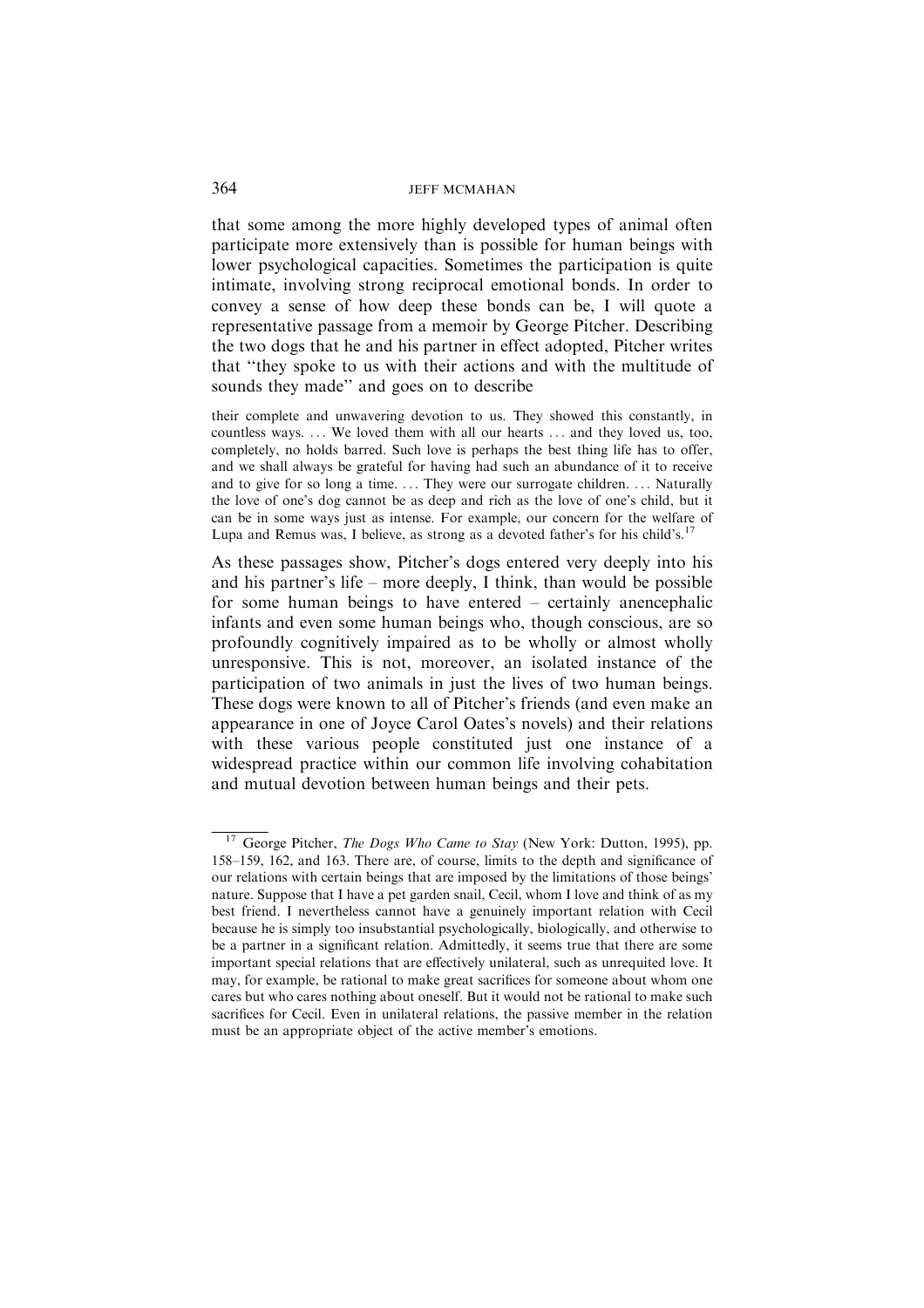that some among the more highly developed types of animal often participate more extensively than is possible for human beings with lower psychological capacities. Sometimes the participation is quite intimate, involving strong reciprocal emotional bonds. In order to convey a sense of how deep these bonds can be, I will quote a representative passage from a memoir by George Pitcher. Describing the two dogs that he and his partner in effect adopted, Pitcher writes that ''they spoke to us with their actions and with the multitude of sounds they made'' and goes on to describe

> their complete and unwavering devotion to us. They showed this constantly, in countless ways. ... We loved them with all our hearts ... and they loved us, too, completely, no holds barred. Such love is perhaps the best thing life has to offer, and we shall always be grateful for having had such an abundance of it to receive and to give for so long a time. ... They were our surrogate children. ... Naturally the love of one's dog cannot be as deep and rich as the love of one's child, but it can be in some ways just as intense. For example, our concern for the welfare of Lupa and Remus was, I believe, as strong as a devoted father's for his child's.[17]

As these passages show, Pitcher's dogs entered very deeply into his and his partner's life – more deeply, I think, than would be possible for some human beings to have entered – certainly anencephalic infants and even some human beings who, though conscious, are so profoundly cognitively impaired as to be wholly or almost wholly unresponsive. This is not, moreover, an isolated instance of the participation of two animals in just the lives of two human beings. These dogs were known to all of Pitcher's friends (and even make an appearance in one of Joyce Carol Oates's novels) and their relations with these various people constituted just one instance of a widespread practice within our common life involving cohabitation and mutual devotion between human beings and their pets.

---

[17] George Pitcher, *The Dogs Who Came to Stay* (New York: Dutton, 1995), pp. 158–159, 162, and 163. There are, of course, limits to the depth and significance of our relations with certain beings that are imposed by the limitations of those beings' nature. Suppose that I have a pet garden snail, Cecil, whom I love and think of as my best friend. I nevertheless cannot have a genuinely important relation with Cecil because he is simply too insubstantial psychologically, biologically, and otherwise to be a partner in a significant relation. Admittedly, it seems true that there are some important special relations that are effectively unilateral, such as unrequited love. It may, for example, be rational to make great sacrifices for someone about whom one cares but who cares nothing about oneself. But it would not be rational to make such sacrifices for Cecil. Even in unilateral relations, the passive member in the relation must be an appropriate object of the active member's emotions.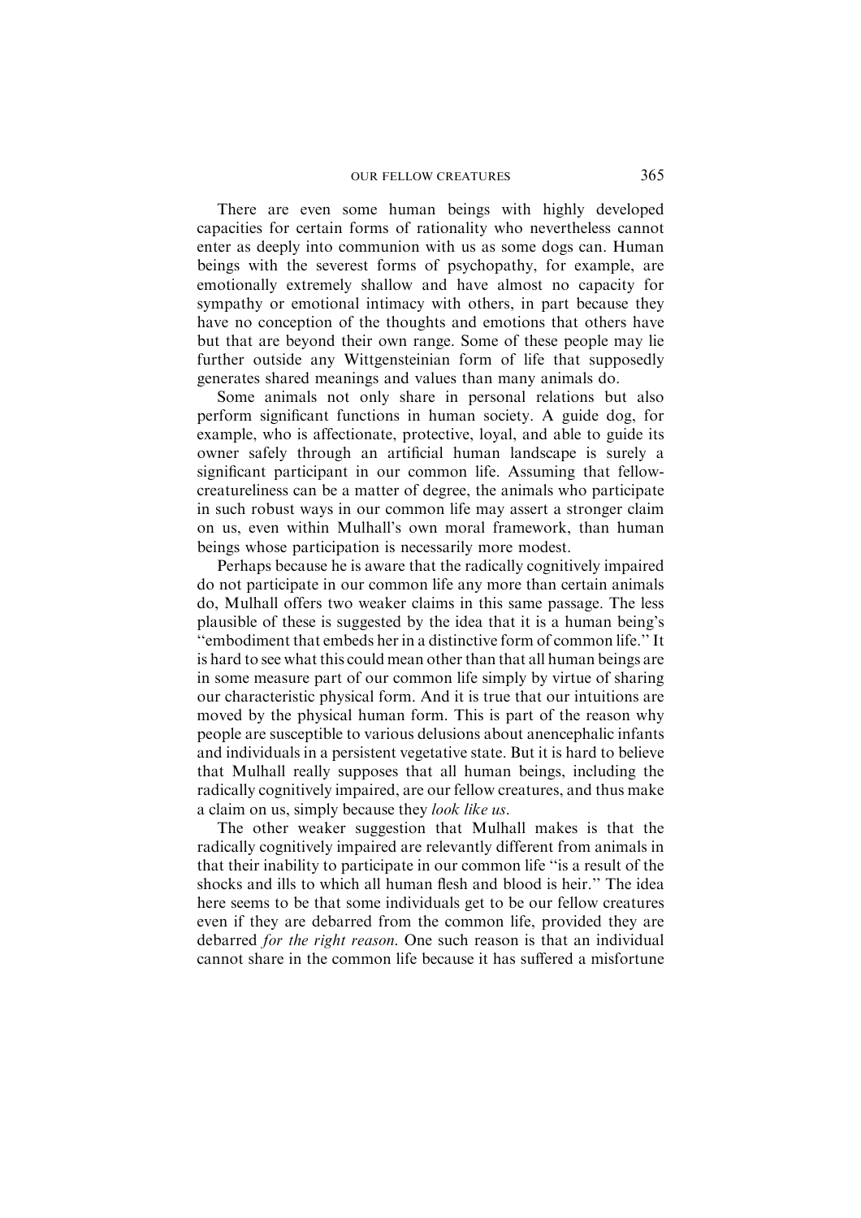There are even some human beings with highly developed capacities for certain forms of rationality who nevertheless cannot enter as deeply into communion with us as some dogs can. Human beings with the severest forms of psychopathy, for example, are emotionally extremely shallow and have almost no capacity for sympathy or emotional intimacy with others, in part because they have no conception of the thoughts and emotions that others have but that are beyond their own range. Some of these people may lie further outside any Wittgensteinian form of life that supposedly generates shared meanings and values than many animals do.

Some animals not only share in personal relations but also perform significant functions in human society. A guide dog, for example, who is affectionate, protective, loyal, and able to guide its owner safely through an artificial human landscape is surely a significant participant in our common life. Assuming that fellow-creatureliness can be a matter of degree, the animals who participate in such robust ways in our common life may assert a stronger claim on us, even within Mulhall's own moral framework, than human beings whose participation is necessarily more modest.

Perhaps because he is aware that the radically cognitively impaired do not participate in our common life any more than certain animals do, Mulhall offers two weaker claims in this same passage. The less plausible of these is suggested by the idea that it is a human being's "embodiment that embeds her in a distinctive form of common life." It is hard to see what this could mean other than that all human beings are in some measure part of our common life simply by virtue of sharing our characteristic physical form. And it is true that our intuitions are moved by the physical human form. This is part of the reason why people are susceptible to various delusions about anencephalic infants and individuals in a persistent vegetative state. But it is hard to believe that Mulhall really supposes that all human beings, including the radically cognitively impaired, are our fellow creatures, and thus make a claim on us, simply because they *look like us*.

The other weaker suggestion that Mulhall makes is that the radically cognitively impaired are relevantly different from animals in that their inability to participate in our common life "is a result of the shocks and ills to which all human flesh and blood is heir." The idea here seems to be that some individuals get to be our fellow creatures even if they are debarred from the common life, provided they are debarred *for the right reason*. One such reason is that an individual cannot share in the common life because it has suffered a misfortune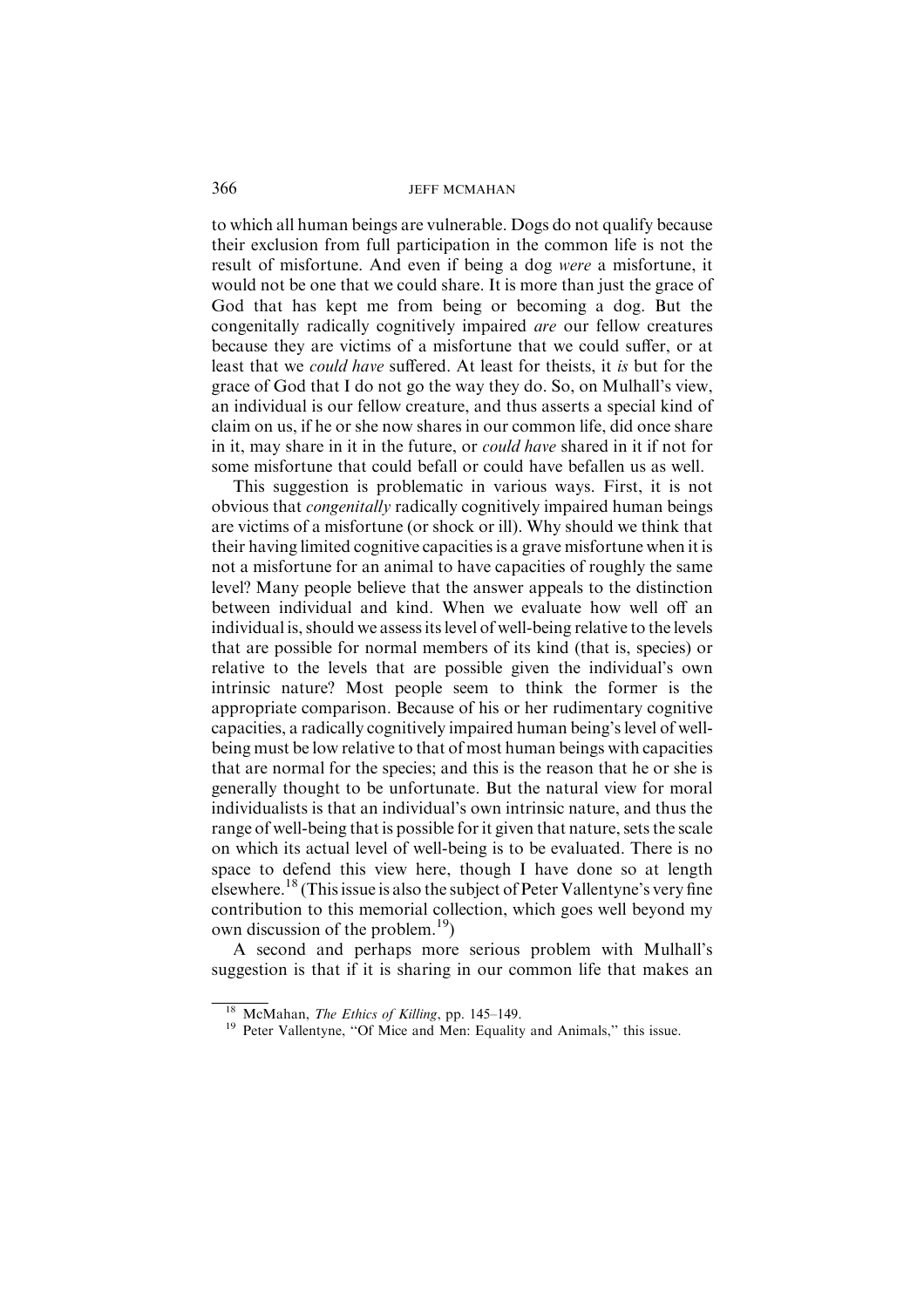to which all human beings are vulnerable. Dogs do not qualify because their exclusion from full participation in the common life is not the result of misfortune. And even if being a dog *were* a misfortune, it would not be one that we could share. It is more than just the grace of God that has kept me from being or becoming a dog. But the congenitally radically cognitively impaired *are* our fellow creatures because they are victims of a misfortune that we could suffer, or at least that we *could have* suffered. At least for theists, it *is* but for the grace of God that I do not go the way they do. So, on Mulhall's view, an individual is our fellow creature, and thus asserts a special kind of claim on us, if he or she now shares in our common life, did once share in it, may share in it in the future, or *could have* shared in it if not for some misfortune that could befall or could have befallen us as well.

This suggestion is problematic in various ways. First, it is not obvious that *congenitally* radically cognitively impaired human beings are victims of a misfortune (or shock or ill). Why should we think that their having limited cognitive capacities is a grave misfortune when it is not a misfortune for an animal to have capacities of roughly the same level? Many people believe that the answer appeals to the distinction between individual and kind. When we evaluate how well off an individual is, should we assess its level of well-being relative to the levels that are possible for normal members of its kind (that is, species) or relative to the levels that are possible given the individual's own intrinsic nature? Most people seem to think the former is the appropriate comparison. Because of his or her rudimentary cognitive capacities, a radically cognitively impaired human being's level of well-being must be low relative to that of most human beings with capacities that are normal for the species; and this is the reason that he or she is generally thought to be unfortunate. But the natural view for moral individualists is that an individual's own intrinsic nature, and thus the range of well-being that is possible for it given that nature, sets the scale on which its actual level of well-being is to be evaluated. There is no space to defend this view here, though I have done so at length elsewhere.[18] (This issue is also the subject of Peter Vallentyne's very fine contribution to this memorial collection, which goes well beyond my own discussion of the problem.[19])

A second and perhaps more serious problem with Mulhall's suggestion is that if it is sharing in our common life that makes an

[18] McMahan, *The Ethics of Killing*, pp. 145–149.

[19] Peter Vallentyne, "Of Mice and Men: Equality and Animals," this issue.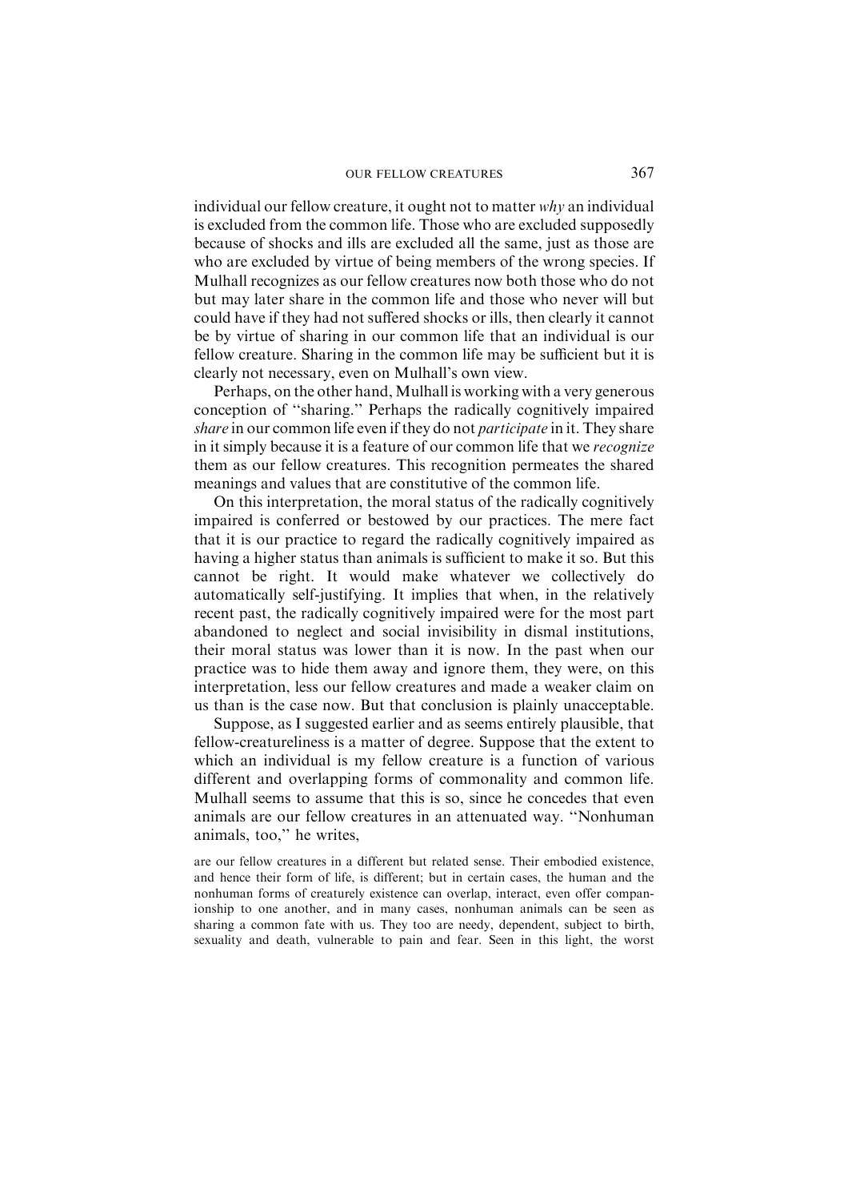individual our fellow creature, it ought not to matter *why* an individual is excluded from the common life. Those who are excluded supposedly because of shocks and ills are excluded all the same, just as those are who are excluded by virtue of being members of the wrong species. If Mulhall recognizes as our fellow creatures now both those who do not but may later share in the common life and those who never will but could have if they had not suffered shocks or ills, then clearly it cannot be by virtue of sharing in our common life that an individual is our fellow creature. Sharing in the common life may be sufficient but it is clearly not necessary, even on Mulhall's own view.

Perhaps, on the other hand, Mulhall is working with a very generous conception of "sharing." Perhaps the radically cognitively impaired *share* in our common life even if they do not *participate* in it. They share in it simply because it is a feature of our common life that we *recognize* them as our fellow creatures. This recognition permeates the shared meanings and values that are constitutive of the common life.

On this interpretation, the moral status of the radically cognitively impaired is conferred or bestowed by our practices. The mere fact that it is our practice to regard the radically cognitively impaired as having a higher status than animals is sufficient to make it so. But this cannot be right. It would make whatever we collectively do automatically self-justifying. It implies that when, in the relatively recent past, the radically cognitively impaired were for the most part abandoned to neglect and social invisibility in dismal institutions, their moral status was lower than it is now. In the past when our practice was to hide them away and ignore them, they were, on this interpretation, less our fellow creatures and made a weaker claim on us than is the case now. But that conclusion is plainly unacceptable.

Suppose, as I suggested earlier and as seems entirely plausible, that fellow-creatureliness is a matter of degree. Suppose that the extent to which an individual is my fellow creature is a function of various different and overlapping forms of commonality and common life. Mulhall seems to assume that this is so, since he concedes that even animals are our fellow creatures in an attenuated way. "Nonhuman animals, too," he writes,

> are our fellow creatures in a different but related sense. Their embodied existence, and hence their form of life, is different; but in certain cases, the human and the nonhuman forms of creaturely existence can overlap, interact, even offer companionship to one another, and in many cases, nonhuman animals can be seen as sharing a common fate with us. They too are needy, dependent, subject to birth, sexuality and death, vulnerable to pain and fear. Seen in this light, the worst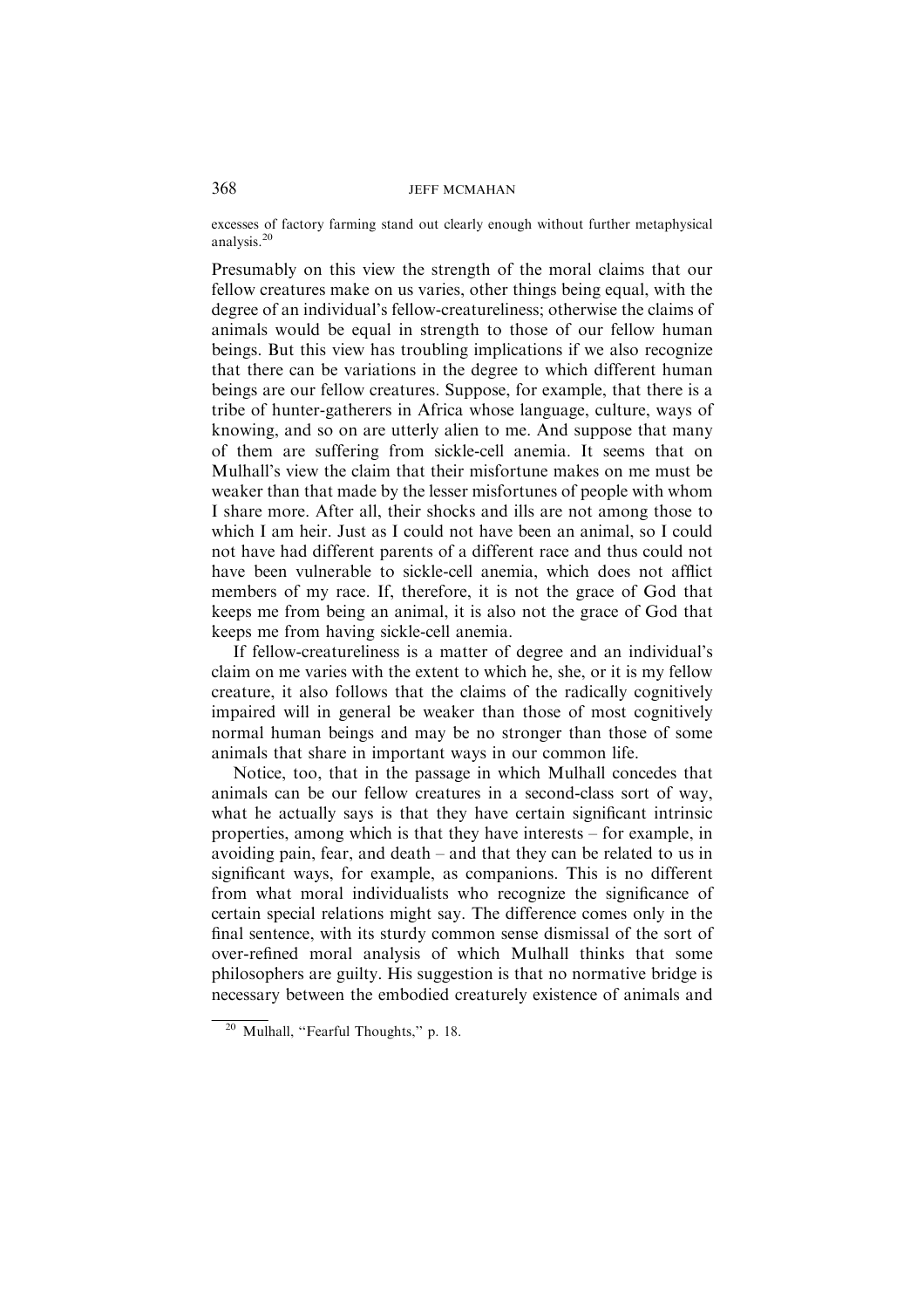excesses of factory farming stand out clearly enough without further metaphysical analysis.[20]

Presumably on this view the strength of the moral claims that our fellow creatures make on us varies, other things being equal, with the degree of an individual's fellow-creatureliness; otherwise the claims of animals would be equal in strength to those of our fellow human beings. But this view has troubling implications if we also recognize that there can be variations in the degree to which different human beings are our fellow creatures. Suppose, for example, that there is a tribe of hunter-gatherers in Africa whose language, culture, ways of knowing, and so on are utterly alien to me. And suppose that many of them are suffering from sickle-cell anemia. It seems that on Mulhall's view the claim that their misfortune makes on me must be weaker than that made by the lesser misfortunes of people with whom I share more. After all, their shocks and ills are not among those to which I am heir. Just as I could not have been an animal, so I could not have had different parents of a different race and thus could not have been vulnerable to sickle-cell anemia, which does not afflict members of my race. If, therefore, it is not the grace of God that keeps me from being an animal, it is also not the grace of God that keeps me from having sickle-cell anemia.

If fellow-creatureliness is a matter of degree and an individual's claim on me varies with the extent to which he, she, or it is my fellow creature, it also follows that the claims of the radically cognitively impaired will in general be weaker than those of most cognitively normal human beings and may be no stronger than those of some animals that share in important ways in our common life.

Notice, too, that in the passage in which Mulhall concedes that animals can be our fellow creatures in a second-class sort of way, what he actually says is that they have certain significant intrinsic properties, among which is that they have interests – for example, in avoiding pain, fear, and death – and that they can be related to us in significant ways, for example, as companions. This is no different from what moral individualists who recognize the significance of certain special relations might say. The difference comes only in the final sentence, with its sturdy common sense dismissal of the sort of over-refined moral analysis of which Mulhall thinks that some philosophers are guilty. His suggestion is that no normative bridge is necessary between the embodied creaturely existence of animals and

[20] Mulhall, "Fearful Thoughts," p. 18.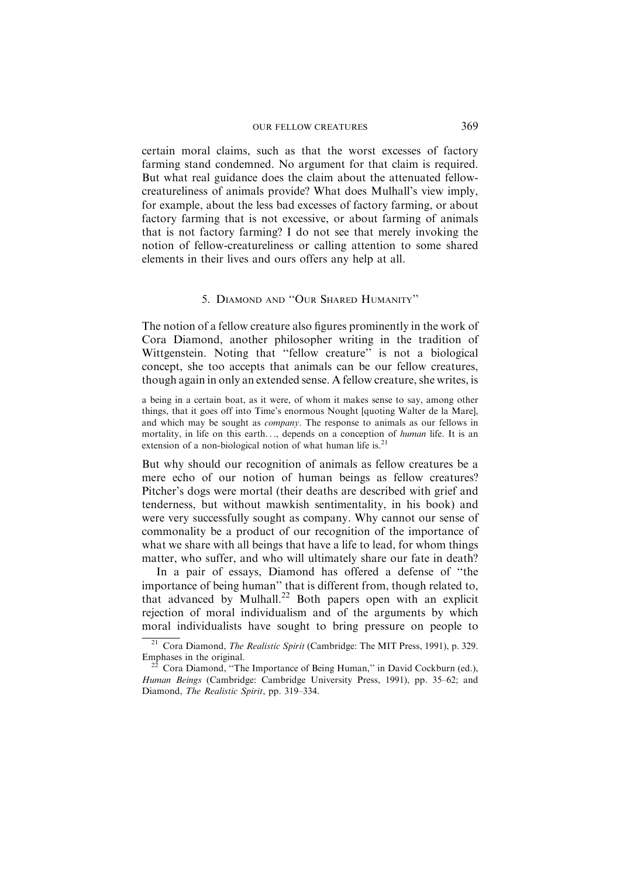certain moral claims, such as that the worst excesses of factory farming stand condemned. No argument for that claim is required. But what real guidance does the claim about the attenuated fellow-creatureliness of animals provide? What does Mulhall's view imply, for example, about the less bad excesses of factory farming, or about factory farming that is not excessive, or about farming of animals that is not factory farming? I do not see that merely invoking the notion of fellow-creatureliness or calling attention to some shared elements in their lives and ours offers any help at all.

## 5. Diamond and "Our Shared Humanity"

The notion of a fellow creature also figures prominently in the work of Cora Diamond, another philosopher writing in the tradition of Wittgenstein. Noting that "fellow creature" is not a biological concept, she too accepts that animals can be our fellow creatures, though again in only an extended sense. A fellow creature, she writes, is

> a being in a certain boat, as it were, of whom it makes sense to say, among other things, that it goes off into Time's enormous Nought [quoting Walter de la Mare], and which may be sought as *company*. The response to animals as our fellows in mortality, in life on this earth…, depends on a conception of *human* life. It is an extension of a non-biological notion of what human life is.[21]

But why should our recognition of animals as fellow creatures be a mere echo of our notion of human beings as fellow creatures? Pitcher's dogs were mortal (their deaths are described with grief and tenderness, but without mawkish sentimentality, in his book) and were very successfully sought as company. Why cannot our sense of commonality be a product of our recognition of the importance of what we share with all beings that have a life to lead, for whom things matter, who suffer, and who will ultimately share our fate in death?

In a pair of essays, Diamond has offered a defense of "the importance of being human" that is different from, though related to, that advanced by Mulhall.[22] Both papers open with an explicit rejection of moral individualism and of the arguments by which moral individualists have sought to bring pressure on people to

[21] Cora Diamond, *The Realistic Spirit* (Cambridge: The MIT Press, 1991), p. 329. Emphases in the original.

[22] Cora Diamond, "The Importance of Being Human," in David Cockburn (ed.), *Human Beings* (Cambridge: Cambridge University Press, 1991), pp. 35–62; and Diamond, *The Realistic Spirit*, pp. 319–334.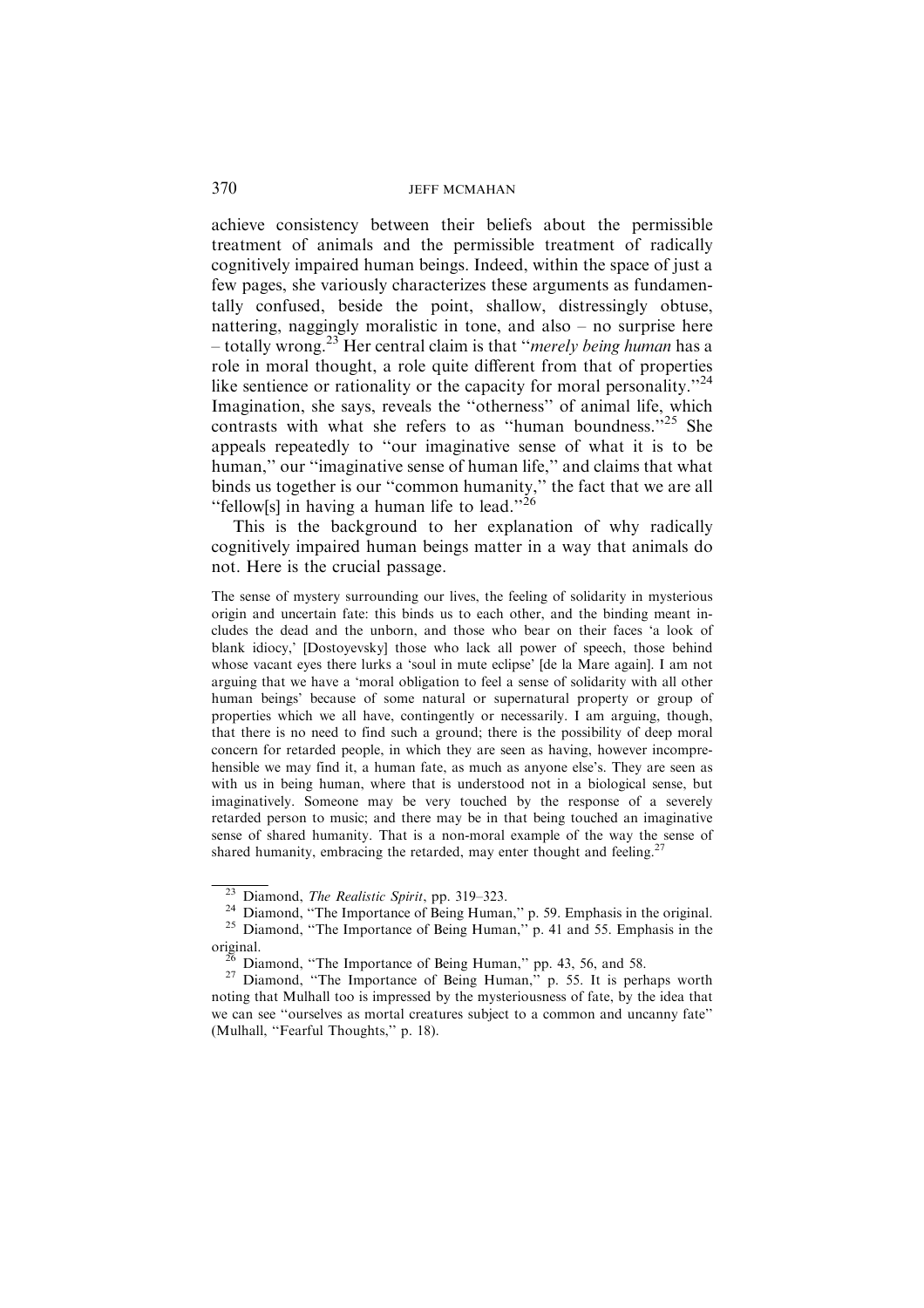achieve consistency between their beliefs about the permissible treatment of animals and the permissible treatment of radically cognitively impaired human beings. Indeed, within the space of just a few pages, she variously characterizes these arguments as fundamentally confused, beside the point, shallow, distressingly obtuse, nattering, naggingly moralistic in tone, and also – no surprise here – totally wrong.[23] Her central claim is that "*merely being human* has a role in moral thought, a role quite different from that of properties like sentience or rationality or the capacity for moral personality."[24] Imagination, she says, reveals the "otherness" of animal life, which contrasts with what she refers to as "human boundness."[25] She appeals repeatedly to "our imaginative sense of what it is to be human," our "imaginative sense of human life," and claims that what binds us together is our "common humanity," the fact that we are all "fellow[s] in having a human life to lead."[26]

This is the background to her explanation of why radically cognitively impaired human beings matter in a way that animals do not. Here is the crucial passage.

> The sense of mystery surrounding our lives, the feeling of solidarity in mysterious origin and uncertain fate: this binds us to each other, and the binding meant includes the dead and the unborn, and those who bear on their faces 'a look of blank idiocy,' [Dostoyevsky] those who lack all power of speech, those behind whose vacant eyes there lurks a 'soul in mute eclipse' [de la Mare again]. I am not arguing that we have a 'moral obligation to feel a sense of solidarity with all other human beings' because of some natural or supernatural property or group of properties which we all have, contingently or necessarily. I am arguing, though, that there is no need to find such a ground; there is the possibility of deep moral concern for retarded people, in which they are seen as having, however incomprehensible we may find it, a human fate, as much as anyone else's. They are seen as with us in being human, where that is understood not in a biological sense, but imaginatively. Someone may be very touched by the response of a severely retarded person to music; and there may be in that being touched an imaginative sense of shared humanity. That is a non-moral example of the way the sense of shared humanity, embracing the retarded, may enter thought and feeling.[27]

---

[23] Diamond, *The Realistic Spirit*, pp. 319–323.

[24] Diamond, "The Importance of Being Human," p. 59. Emphasis in the original.

[25] Diamond, "The Importance of Being Human," p. 41 and 55. Emphasis in the original.

[26] Diamond, "The Importance of Being Human," pp. 43, 56, and 58.

[27] Diamond, "The Importance of Being Human," p. 55. It is perhaps worth noting that Mulhall too is impressed by the mysteriousness of fate, by the idea that we can see "ourselves as mortal creatures subject to a common and uncanny fate" (Mulhall, "Fearful Thoughts," p. 18).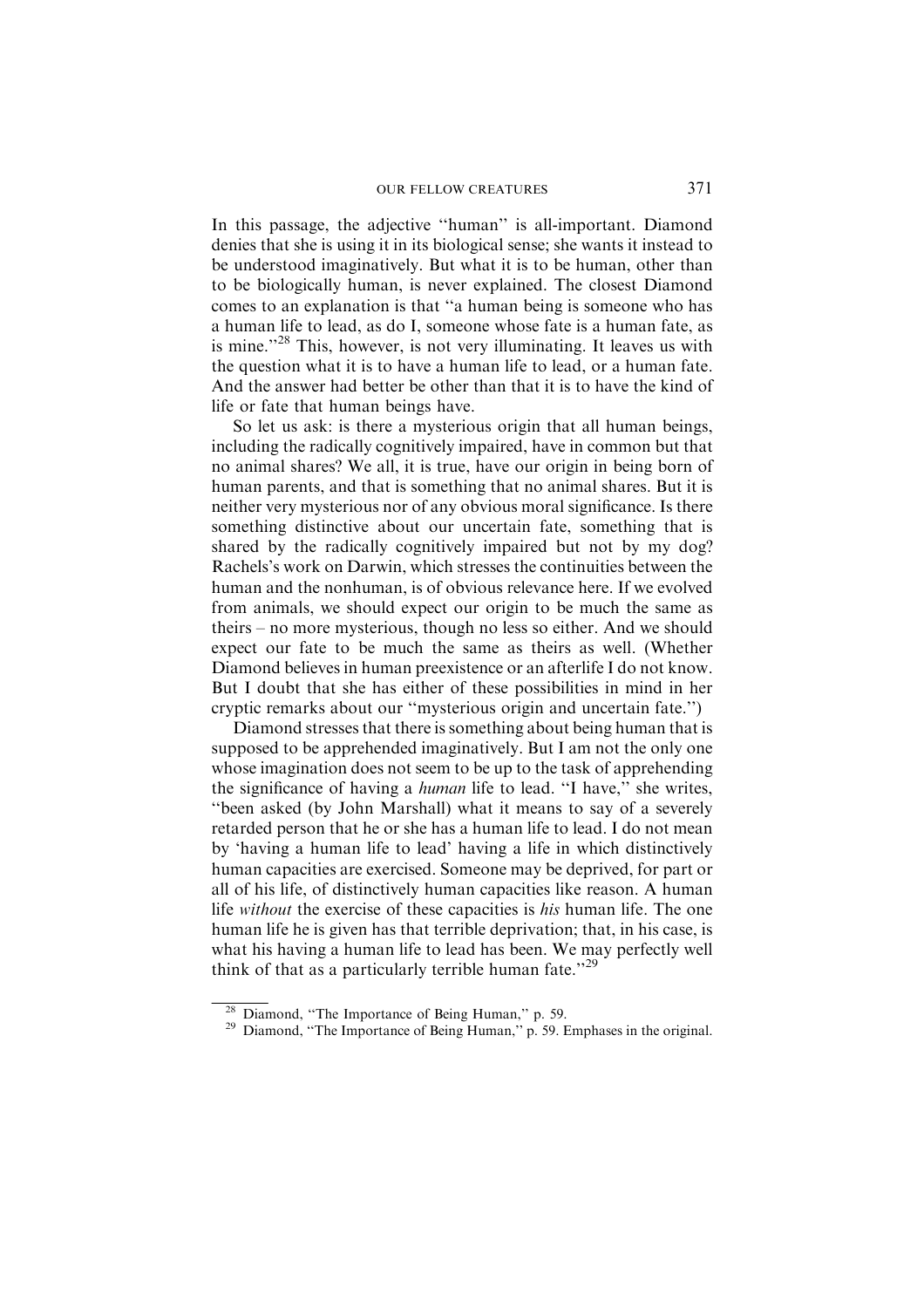In this passage, the adjective "human" is all-important. Diamond denies that she is using it in its biological sense; she wants it instead to be understood imaginatively. But what it is to be human, other than to be biologically human, is never explained. The closest Diamond comes to an explanation is that "a human being is someone who has a human life to lead, as do I, someone whose fate is a human fate, as is mine."[28] This, however, is not very illuminating. It leaves us with the question what it is to have a human life to lead, or a human fate. And the answer had better be other than that it is to have the kind of life or fate that human beings have.

So let us ask: is there a mysterious origin that all human beings, including the radically cognitively impaired, have in common but that no animal shares? We all, it is true, have our origin in being born of human parents, and that is something that no animal shares. But it is neither very mysterious nor of any obvious moral significance. Is there something distinctive about our uncertain fate, something that is shared by the radically cognitively impaired but not by my dog? Rachels's work on Darwin, which stresses the continuities between the human and the nonhuman, is of obvious relevance here. If we evolved from animals, we should expect our origin to be much the same as theirs – no more mysterious, though no less so either. And we should expect our fate to be much the same as theirs as well. (Whether Diamond believes in human preexistence or an afterlife I do not know. But I doubt that she has either of these possibilities in mind in her cryptic remarks about our "mysterious origin and uncertain fate.")

Diamond stresses that there is something about being human that is supposed to be apprehended imaginatively. But I am not the only one whose imagination does not seem to be up to the task of apprehending the significance of having a *human* life to lead. "I have," she writes, "been asked (by John Marshall) what it means to say of a severely retarded person that he or she has a human life to lead. I do not mean by 'having a human life to lead' having a life in which distinctively human capacities are exercised. Someone may be deprived, for part or all of his life, of distinctively human capacities like reason. A human life *without* the exercise of these capacities is *his* human life. The one human life he is given has that terrible deprivation; that, in his case, is what his having a human life to lead has been. We may perfectly well think of that as a particularly terrible human fate."[29]

---

[28] Diamond, "The Importance of Being Human," p. 59.

[29] Diamond, "The Importance of Being Human," p. 59. Emphases in the original.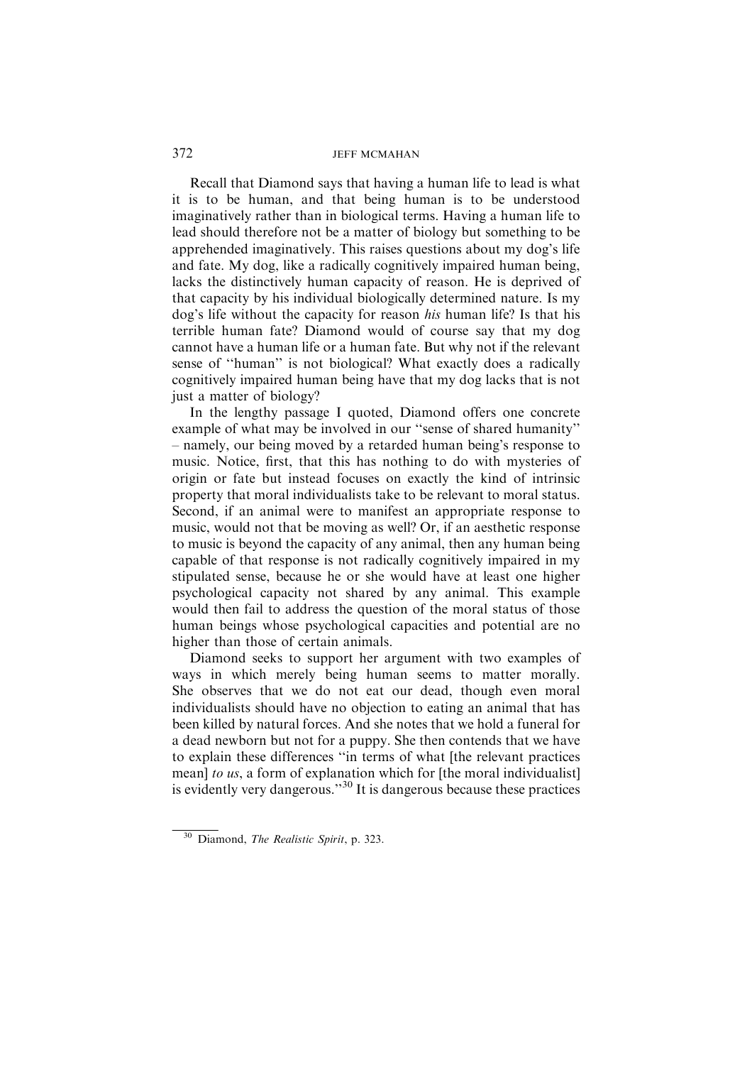Recall that Diamond says that having a human life to lead is what it is to be human, and that being human is to be understood imaginatively rather than in biological terms. Having a human life to lead should therefore not be a matter of biology but something to be apprehended imaginatively. This raises questions about my dog's life and fate. My dog, like a radically cognitively impaired human being, lacks the distinctively human capacity of reason. He is deprived of that capacity by his individual biologically determined nature. Is my dog's life without the capacity for reason *his* human life? Is that his terrible human fate? Diamond would of course say that my dog cannot have a human life or a human fate. But why not if the relevant sense of "human" is not biological? What exactly does a radically cognitively impaired human being have that my dog lacks that is not just a matter of biology?

In the lengthy passage I quoted, Diamond offers one concrete example of what may be involved in our "sense of shared humanity" – namely, our being moved by a retarded human being's response to music. Notice, first, that this has nothing to do with mysteries of origin or fate but instead focuses on exactly the kind of intrinsic property that moral individualists take to be relevant to moral status. Second, if an animal were to manifest an appropriate response to music, would not that be moving as well? Or, if an aesthetic response to music is beyond the capacity of any animal, then any human being capable of that response is not radically cognitively impaired in my stipulated sense, because he or she would have at least one higher psychological capacity not shared by any animal. This example would then fail to address the question of the moral status of those human beings whose psychological capacities and potential are no higher than those of certain animals.

Diamond seeks to support her argument with two examples of ways in which merely being human seems to matter morally. She observes that we do not eat our dead, though even moral individualists should have no objection to eating an animal that has been killed by natural forces. And she notes that we hold a funeral for a dead newborn but not for a puppy. She then contends that we have to explain these differences "in terms of what [the relevant practices mean] *to us*, a form of explanation which for [the moral individualist] is evidently very dangerous."[30] It is dangerous because these practices

[30] Diamond, *The Realistic Spirit*, p. 323.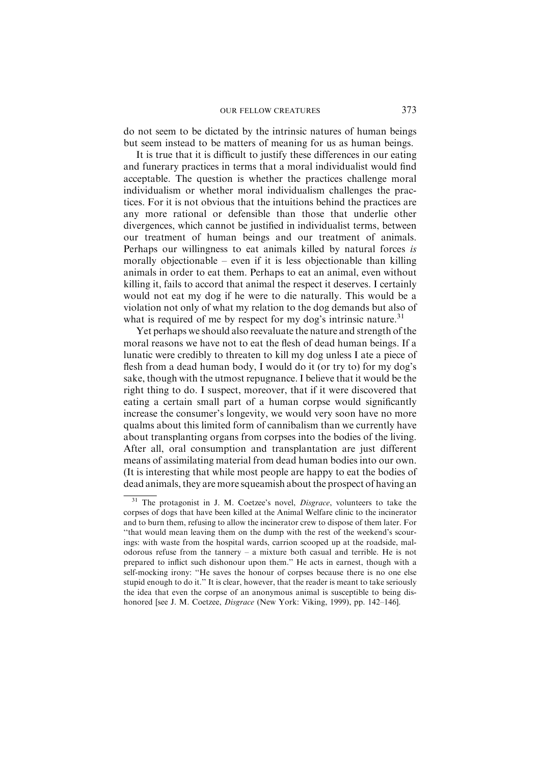do not seem to be dictated by the intrinsic natures of human beings but seem instead to be matters of meaning for us as human beings.

It is true that it is difficult to justify these differences in our eating and funerary practices in terms that a moral individualist would find acceptable. The question is whether the practices challenge moral individualism or whether moral individualism challenges the practices. For it is not obvious that the intuitions behind the practices are any more rational or defensible than those that underlie other divergences, which cannot be justified in individualist terms, between our treatment of human beings and our treatment of animals. Perhaps our willingness to eat animals killed by natural forces *is* morally objectionable – even if it is less objectionable than killing animals in order to eat them. Perhaps to eat an animal, even without killing it, fails to accord that animal the respect it deserves. I certainly would not eat my dog if he were to die naturally. This would be a violation not only of what my relation to the dog demands but also of what is required of me by respect for my dog's intrinsic nature.[31]

Yet perhaps we should also reevaluate the nature and strength of the moral reasons we have not to eat the flesh of dead human beings. If a lunatic were credibly to threaten to kill my dog unless I ate a piece of flesh from a dead human body, I would do it (or try to) for my dog's sake, though with the utmost repugnance. I believe that it would be the right thing to do. I suspect, moreover, that if it were discovered that eating a certain small part of a human corpse would significantly increase the consumer's longevity, we would very soon have no more qualms about this limited form of cannibalism than we currently have about transplanting organs from corpses into the bodies of the living. After all, oral consumption and transplantation are just different means of assimilating material from dead human bodies into our own. (It is interesting that while most people are happy to eat the bodies of dead animals, they are more squeamish about the prospect of having an

---

[31] The protagonist in J. M. Coetzee's novel, *Disgrace*, volunteers to take the corpses of dogs that have been killed at the Animal Welfare clinic to the incinerator and to burn them, refusing to allow the incinerator crew to dispose of them later. For "that would mean leaving them on the dump with the rest of the weekend's scourings: with waste from the hospital wards, carrion scooped up at the roadside, malodorous refuse from the tannery – a mixture both casual and terrible. He is not prepared to inflict such dishonour upon them." He acts in earnest, though with a self-mocking irony: "He saves the honour of corpses because there is no one else stupid enough to do it." It is clear, however, that the reader is meant to take seriously the idea that even the corpse of an anonymous animal is susceptible to being dishonored [see J. M. Coetzee, *Disgrace* (New York: Viking, 1999), pp. 142–146].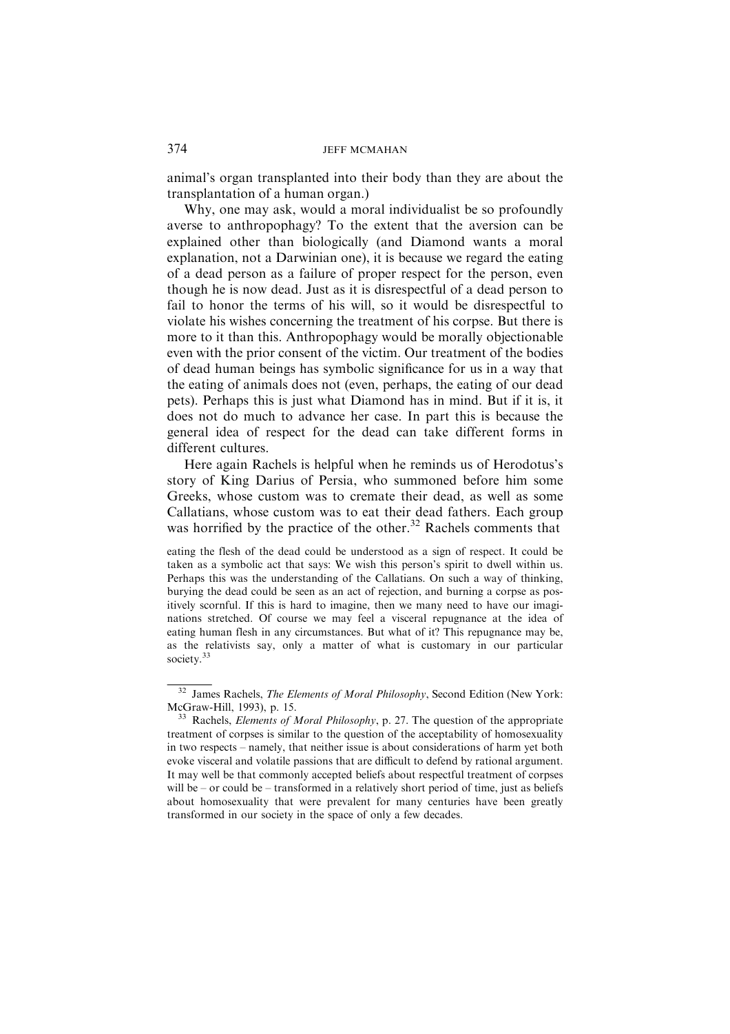animal's organ transplanted into their body than they are about the transplantation of a human organ.)

Why, one may ask, would a moral individualist be so profoundly averse to anthropophagy? To the extent that the aversion can be explained other than biologically (and Diamond wants a moral explanation, not a Darwinian one), it is because we regard the eating of a dead person as a failure of proper respect for the person, even though he is now dead. Just as it is disrespectful of a dead person to fail to honor the terms of his will, so it would be disrespectful to violate his wishes concerning the treatment of his corpse. But there is more to it than this. Anthropophagy would be morally objectionable even with the prior consent of the victim. Our treatment of the bodies of dead human beings has symbolic significance for us in a way that the eating of animals does not (even, perhaps, the eating of our dead pets). Perhaps this is just what Diamond has in mind. But if it is, it does not do much to advance her case. In part this is because the general idea of respect for the dead can take different forms in different cultures.

Here again Rachels is helpful when he reminds us of Herodotus's story of King Darius of Persia, who summoned before him some Greeks, whose custom was to cremate their dead, as well as some Callatians, whose custom was to eat their dead fathers. Each group was horrified by the practice of the other.[32] Rachels comments that

> eating the flesh of the dead could be understood as a sign of respect. It could be taken as a symbolic act that says: We wish this person's spirit to dwell within us. Perhaps this was the understanding of the Callatians. On such a way of thinking, burying the dead could be seen as an act of rejection, and burning a corpse as positively scornful. If this is hard to imagine, then we many need to have our imaginations stretched. Of course we may feel a visceral repugnance at the idea of eating human flesh in any circumstances. But what of it? This repugnance may be, as the relativists say, only a matter of what is customary in our particular society.[33]

---

[32] James Rachels, *The Elements of Moral Philosophy*, Second Edition (New York: McGraw-Hill, 1993), p. 15.

[33] Rachels, *Elements of Moral Philosophy*, p. 27. The question of the appropriate treatment of corpses is similar to the question of the acceptability of homosexuality in two respects – namely, that neither issue is about considerations of harm yet both evoke visceral and volatile passions that are difficult to defend by rational argument. It may well be that commonly accepted beliefs about respectful treatment of corpses will be – or could be – transformed in a relatively short period of time, just as beliefs about homosexuality that were prevalent for many centuries have been greatly transformed in our society in the space of only a few decades.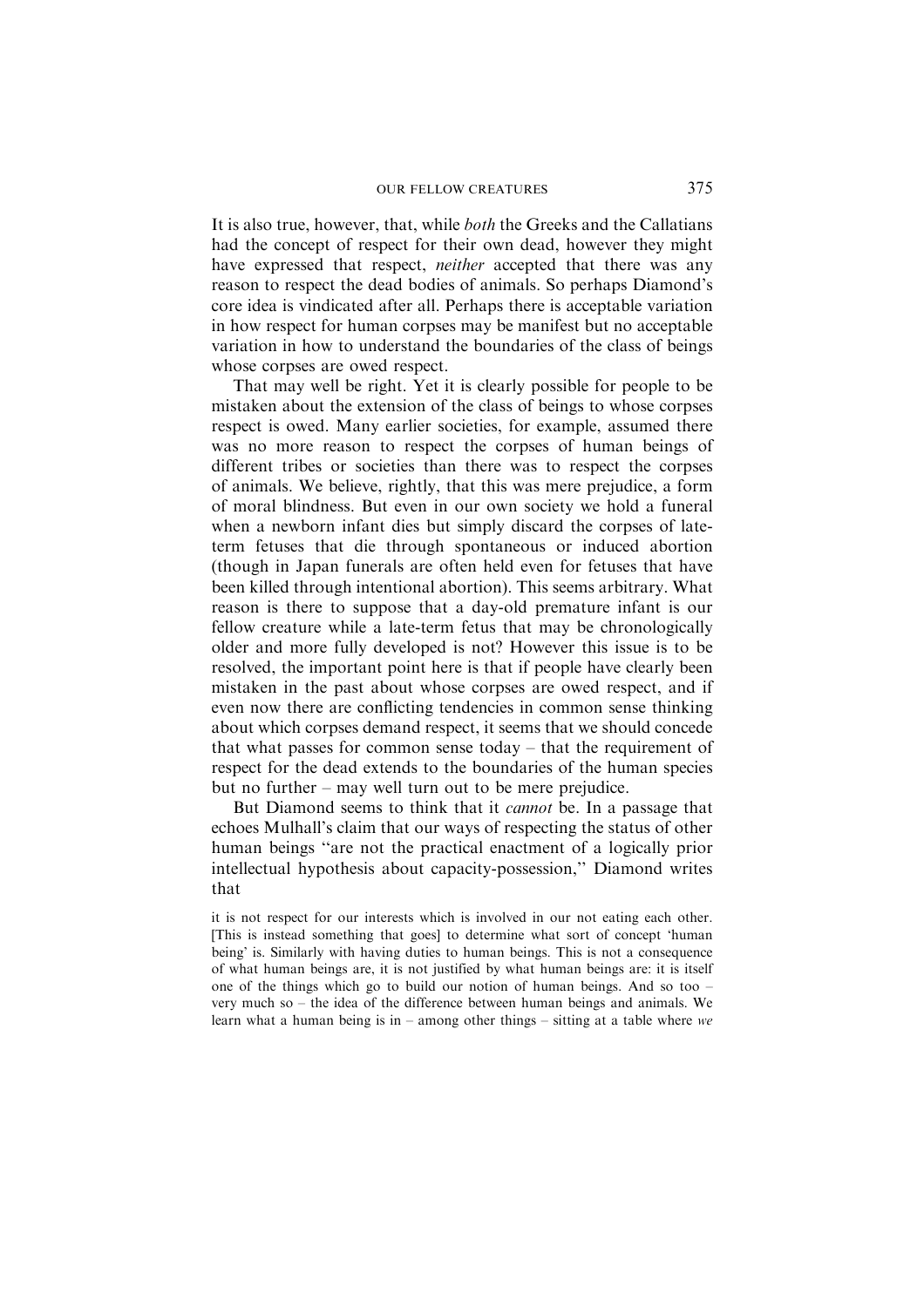It is also true, however, that, while *both* the Greeks and the Callatians had the concept of respect for their own dead, however they might have expressed that respect, *neither* accepted that there was any reason to respect the dead bodies of animals. So perhaps Diamond's core idea is vindicated after all. Perhaps there is acceptable variation in how respect for human corpses may be manifest but no acceptable variation in how to understand the boundaries of the class of beings whose corpses are owed respect.

That may well be right. Yet it is clearly possible for people to be mistaken about the extension of the class of beings to whose corpses respect is owed. Many earlier societies, for example, assumed there was no more reason to respect the corpses of human beings of different tribes or societies than there was to respect the corpses of animals. We believe, rightly, that this was mere prejudice, a form of moral blindness. But even in our own society we hold a funeral when a newborn infant dies but simply discard the corpses of late-term fetuses that die through spontaneous or induced abortion (though in Japan funerals are often held even for fetuses that have been killed through intentional abortion). This seems arbitrary. What reason is there to suppose that a day-old premature infant is our fellow creature while a late-term fetus that may be chronologically older and more fully developed is not? However this issue is to be resolved, the important point here is that if people have clearly been mistaken in the past about whose corpses are owed respect, and if even now there are conflicting tendencies in common sense thinking about which corpses demand respect, it seems that we should concede that what passes for common sense today – that the requirement of respect for the dead extends to the boundaries of the human species but no further – may well turn out to be mere prejudice.

But Diamond seems to think that it *cannot* be. In a passage that echoes Mulhall's claim that our ways of respecting the status of other human beings "are not the practical enactment of a logically prior intellectual hypothesis about capacity-possession," Diamond writes that

it is not respect for our interests which is involved in our not eating each other. [This is instead something that goes] to determine what sort of concept 'human being' is. Similarly with having duties to human beings. This is not a consequence of what human beings are, it is not justified by what human beings are: it is itself one of the things which go to build our notion of human beings. And so too – very much so – the idea of the difference between human beings and animals. We learn what a human being is in – among other things – sitting at a table where *we*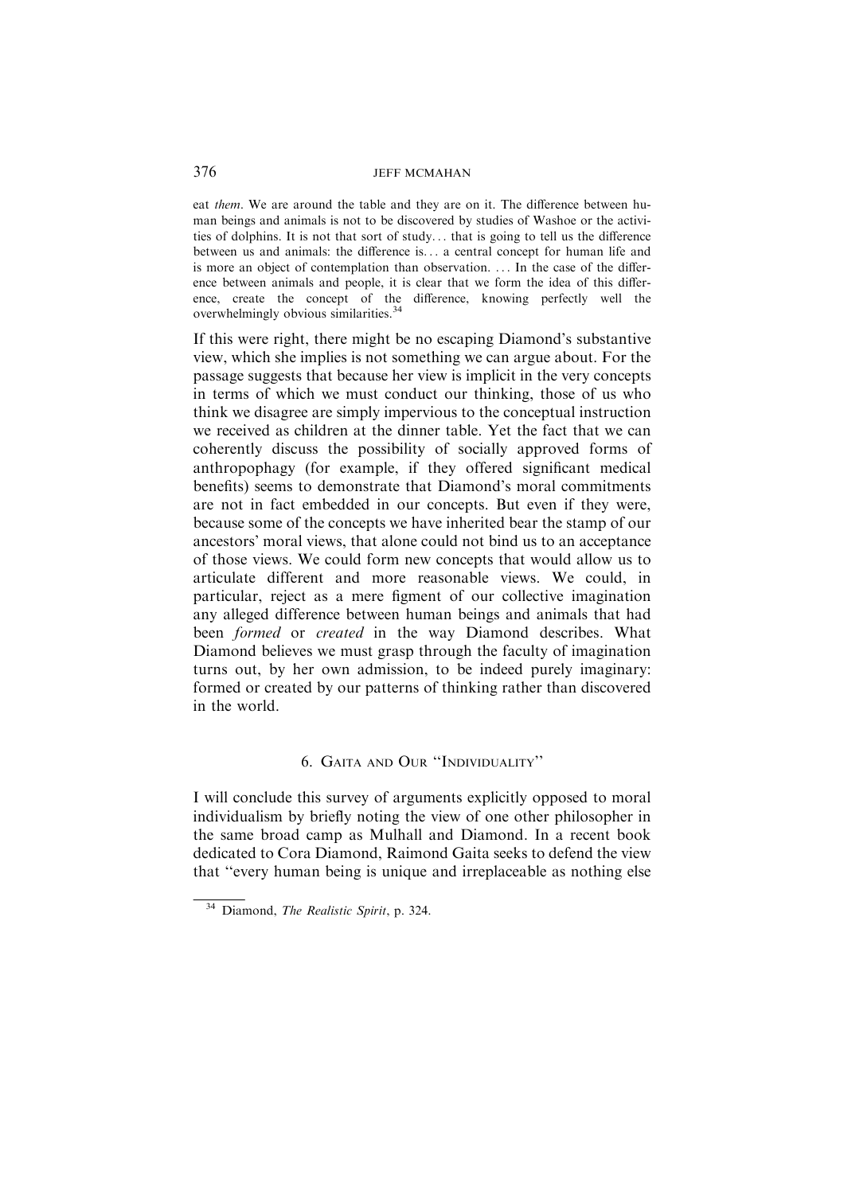eat *them*. We are around the table and they are on it. The difference between human beings and animals is not to be discovered by studies of Washoe or the activities of dolphins. It is not that sort of study... that is going to tell us the difference between us and animals: the difference is... a central concept for human life and is more an object of contemplation than observation. ... In the case of the difference between animals and people, it is clear that we form the idea of this difference, create the concept of the difference, knowing perfectly well the overwhelmingly obvious similarities.[34]

If this were right, there might be no escaping Diamond's substantive view, which she implies is not something we can argue about. For the passage suggests that because her view is implicit in the very concepts in terms of which we must conduct our thinking, those of us who think we disagree are simply impervious to the conceptual instruction we received as children at the dinner table. Yet the fact that we can coherently discuss the possibility of socially approved forms of anthropophagy (for example, if they offered significant medical benefits) seems to demonstrate that Diamond's moral commitments are not in fact embedded in our concepts. But even if they were, because some of the concepts we have inherited bear the stamp of our ancestors' moral views, that alone could not bind us to an acceptance of those views. We could form new concepts that would allow us to articulate different and more reasonable views. We could, in particular, reject as a mere figment of our collective imagination any alleged difference between human beings and animals that had been *formed* or *created* in the way Diamond describes. What Diamond believes we must grasp through the faculty of imagination turns out, by her own admission, to be indeed purely imaginary: formed or created by our patterns of thinking rather than discovered in the world.

## 6. Gaita and Our "Individuality"

I will conclude this survey of arguments explicitly opposed to moral individualism by briefly noting the view of one other philosopher in the same broad camp as Mulhall and Diamond. In a recent book dedicated to Cora Diamond, Raimond Gaita seeks to defend the view that "every human being is unique and irreplaceable as nothing else

[34] Diamond, *The Realistic Spirit*, p. 324.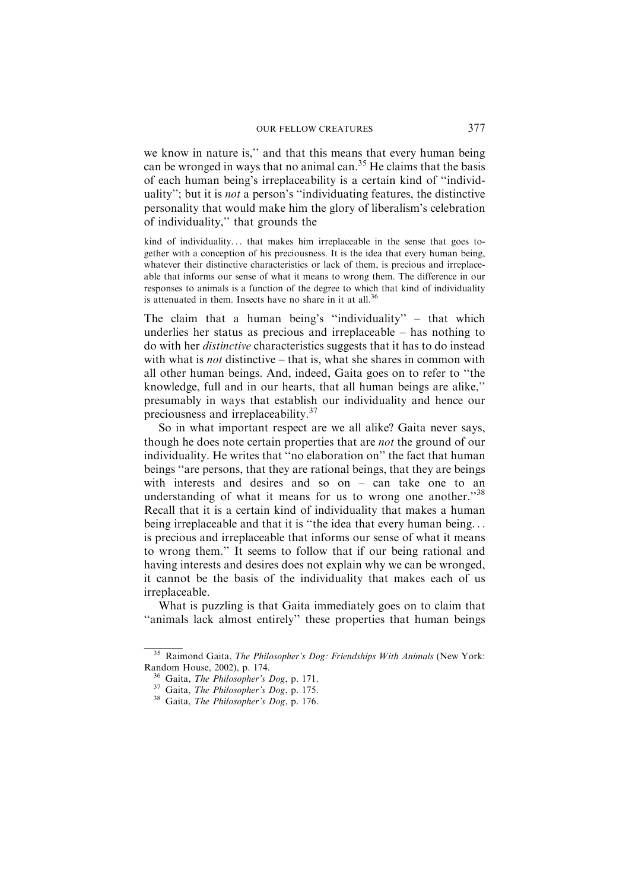we know in nature is,'' and that this means that every human being can be wronged in ways that no animal can.[35] He claims that the basis of each human being's irreplaceability is a certain kind of ''individuality''; but it is *not* a person's ''individuating features, the distinctive personality that would make him the glory of liberalism's celebration of individuality,'' that grounds the

> kind of individuality... that makes him irreplaceable in the sense that goes together with a conception of his preciousness. It is the idea that every human being, whatever their distinctive characteristics or lack of them, is precious and irreplaceable that informs our sense of what it means to wrong them. The difference in our responses to animals is a function of the degree to which that kind of individuality is attenuated in them. Insects have no share in it at all.[36]

The claim that a human being's ''individuality'' – that which underlies her status as precious and irreplaceable – has nothing to do with her *distinctive* characteristics suggests that it has to do instead with what is *not* distinctive – that is, what she shares in common with all other human beings. And, indeed, Gaita goes on to refer to ''the knowledge, full and in our hearts, that all human beings are alike,'' presumably in ways that establish our individuality and hence our preciousness and irreplaceability.[37]

So in what important respect are we all alike? Gaita never says, though he does note certain properties that are *not* the ground of our individuality. He writes that ''no elaboration on'' the fact that human beings ''are persons, that they are rational beings, that they are beings with interests and desires and so on – can take one to an understanding of what it means for us to wrong one another.''[38] Recall that it is a certain kind of individuality that makes a human being irreplaceable and that it is ''the idea that every human being... is precious and irreplaceable that informs our sense of what it means to wrong them.'' It seems to follow that if our being rational and having interests and desires does not explain why we can be wronged, it cannot be the basis of the individuality that makes each of us irreplaceable.

What is puzzling is that Gaita immediately goes on to claim that ''animals lack almost entirely'' these properties that human beings

---

[35] Raimond Gaita, *The Philosopher's Dog: Friendships With Animals* (New York: Random House, 2002), p. 174.

[36] Gaita, *The Philosopher's Dog*, p. 171.

[37] Gaita, *The Philosopher's Dog*, p. 175.

[38] Gaita, *The Philosopher's Dog*, p. 176.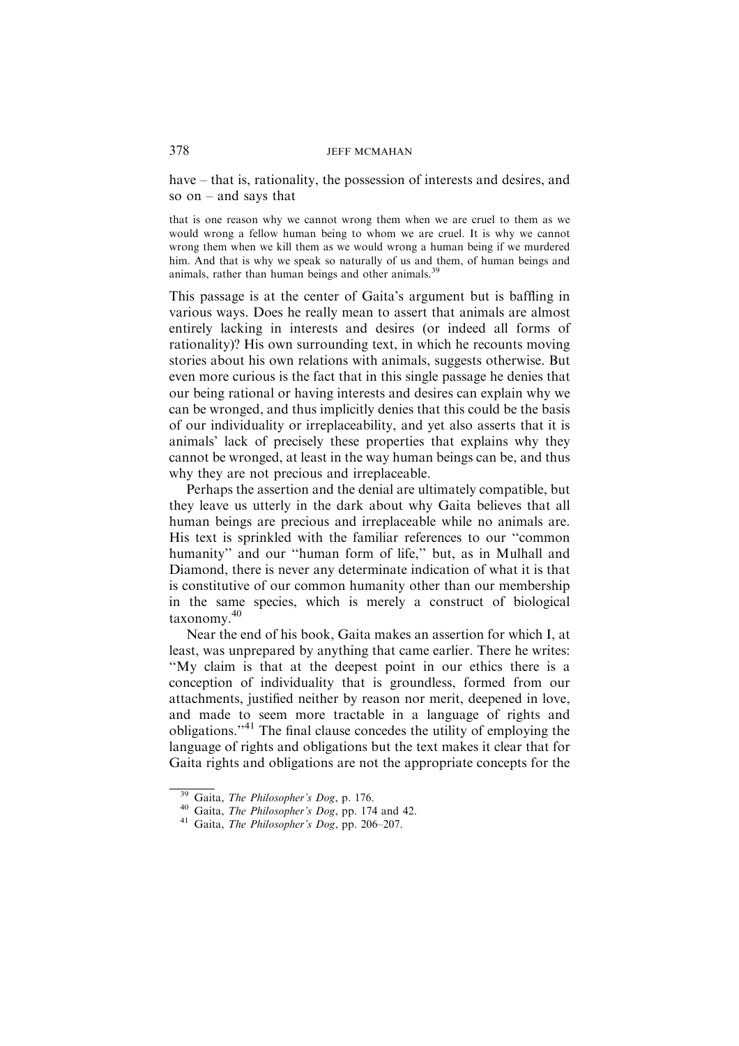have – that is, rationality, the possession of interests and desires, and so on – and says that

> that is one reason why we cannot wrong them when we are cruel to them as we would wrong a fellow human being to whom we are cruel. It is why we cannot wrong them when we kill them as we would wrong a human being if we murdered him. And that is why we speak so naturally of us and them, of human beings and animals, rather than human beings and other animals.[39]

This passage is at the center of Gaita's argument but is baffling in various ways. Does he really mean to assert that animals are almost entirely lacking in interests and desires (or indeed all forms of rationality)? His own surrounding text, in which he recounts moving stories about his own relations with animals, suggests otherwise. But even more curious is the fact that in this single passage he denies that our being rational or having interests and desires can explain why we can be wronged, and thus implicitly denies that this could be the basis of our individuality or irreplaceability, and yet also asserts that it is animals' lack of precisely these properties that explains why they cannot be wronged, at least in the way human beings can be, and thus why they are not precious and irreplaceable.

Perhaps the assertion and the denial are ultimately compatible, but they leave us utterly in the dark about why Gaita believes that all human beings are precious and irreplaceable while no animals are. His text is sprinkled with the familiar references to our "common humanity" and our "human form of life," but, as in Mulhall and Diamond, there is never any determinate indication of what it is that is constitutive of our common humanity other than our membership in the same species, which is merely a construct of biological taxonomy.[40]

Near the end of his book, Gaita makes an assertion for which I, at least, was unprepared by anything that came earlier. There he writes: "My claim is that at the deepest point in our ethics there is a conception of individuality that is groundless, formed from our attachments, justified neither by reason nor merit, deepened in love, and made to seem more tractable in a language of rights and obligations."[41] The final clause concedes the utility of employing the language of rights and obligations but the text makes it clear that for Gaita rights and obligations are not the appropriate concepts for the

[39] Gaita, *The Philosopher's Dog*, p. 176.

[40] Gaita, *The Philosopher's Dog*, pp. 174 and 42.

[41] Gaita, *The Philosopher's Dog*, pp. 206–207.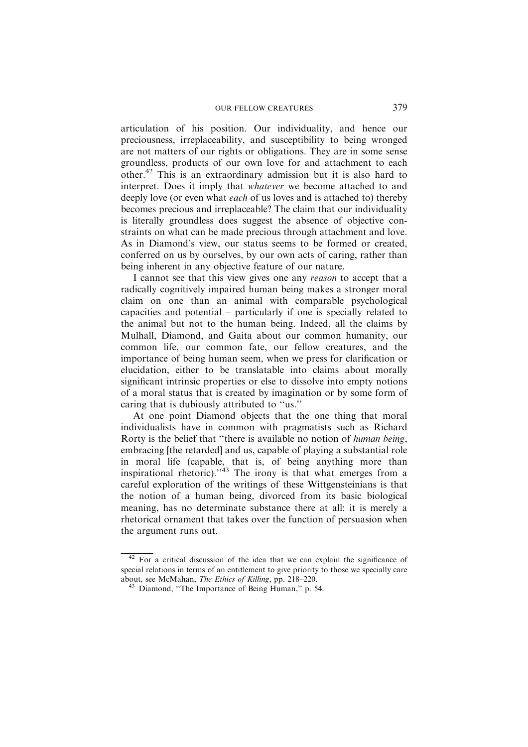articulation of his position. Our individuality, and hence our preciousness, irreplaceability, and susceptibility to being wronged are not matters of our rights or obligations. They are in some sense groundless, products of our own love for and attachment to each other.[42] This is an extraordinary admission but it is also hard to interpret. Does it imply that *whatever* we become attached to and deeply love (or even what *each* of us loves and is attached to) thereby becomes precious and irreplaceable? The claim that our individuality is literally groundless does suggest the absence of objective constraints on what can be made precious through attachment and love. As in Diamond's view, our status seems to be formed or created, conferred on us by ourselves, by our own acts of caring, rather than being inherent in any objective feature of our nature.

I cannot see that this view gives one any *reason* to accept that a radically cognitively impaired human being makes a stronger moral claim on one than an animal with comparable psychological capacities and potential – particularly if one is specially related to the animal but not to the human being. Indeed, all the claims by Mulhall, Diamond, and Gaita about our common humanity, our common life, our common fate, our fellow creatures, and the importance of being human seem, when we press for clarification or elucidation, either to be translatable into claims about morally significant intrinsic properties or else to dissolve into empty notions of a moral status that is created by imagination or by some form of caring that is dubiously attributed to "us."

At one point Diamond objects that the one thing that moral individualists have in common with pragmatists such as Richard Rorty is the belief that "there is available no notion of *human being*, embracing [the retarded] and us, capable of playing a substantial role in moral life (capable, that is, of being anything more than inspirational rhetoric)."[43] The irony is that what emerges from a careful exploration of the writings of these Wittgensteinians is that the notion of a human being, divorced from its basic biological meaning, has no determinate substance there at all: it is merely a rhetorical ornament that takes over the function of persuasion when the argument runs out.

---

[42] For a critical discussion of the idea that we can explain the significance of special relations in terms of an entitlement to give priority to those we specially care about, see McMahan, *The Ethics of Killing*, pp. 218–220.

[43] Diamond, "The Importance of Being Human," p. 54.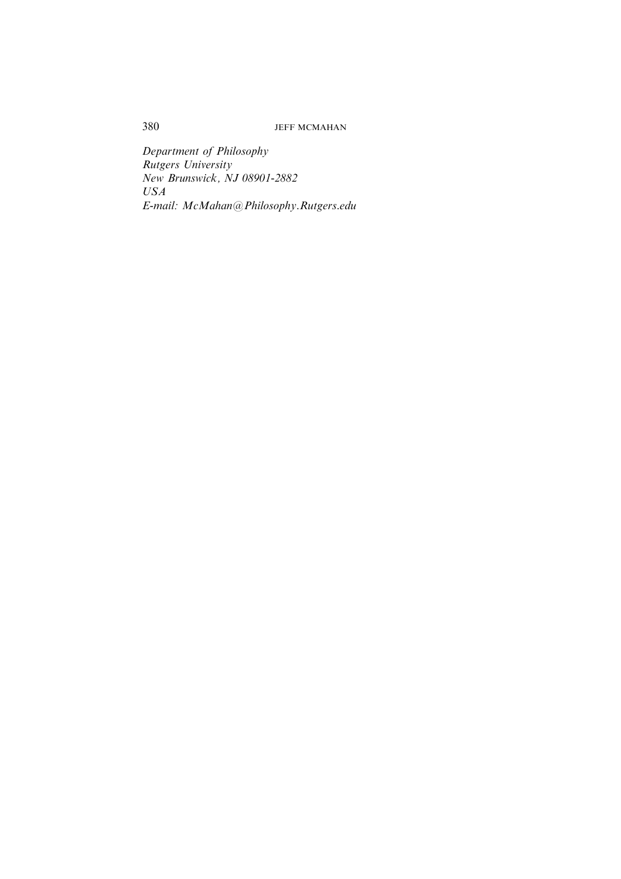*Department of Philosophy*
*Rutgers University*
*New Brunswick, NJ 08901-2882*
*USA*
*E-mail: McMahan@Philosophy.Rutgers.edu*